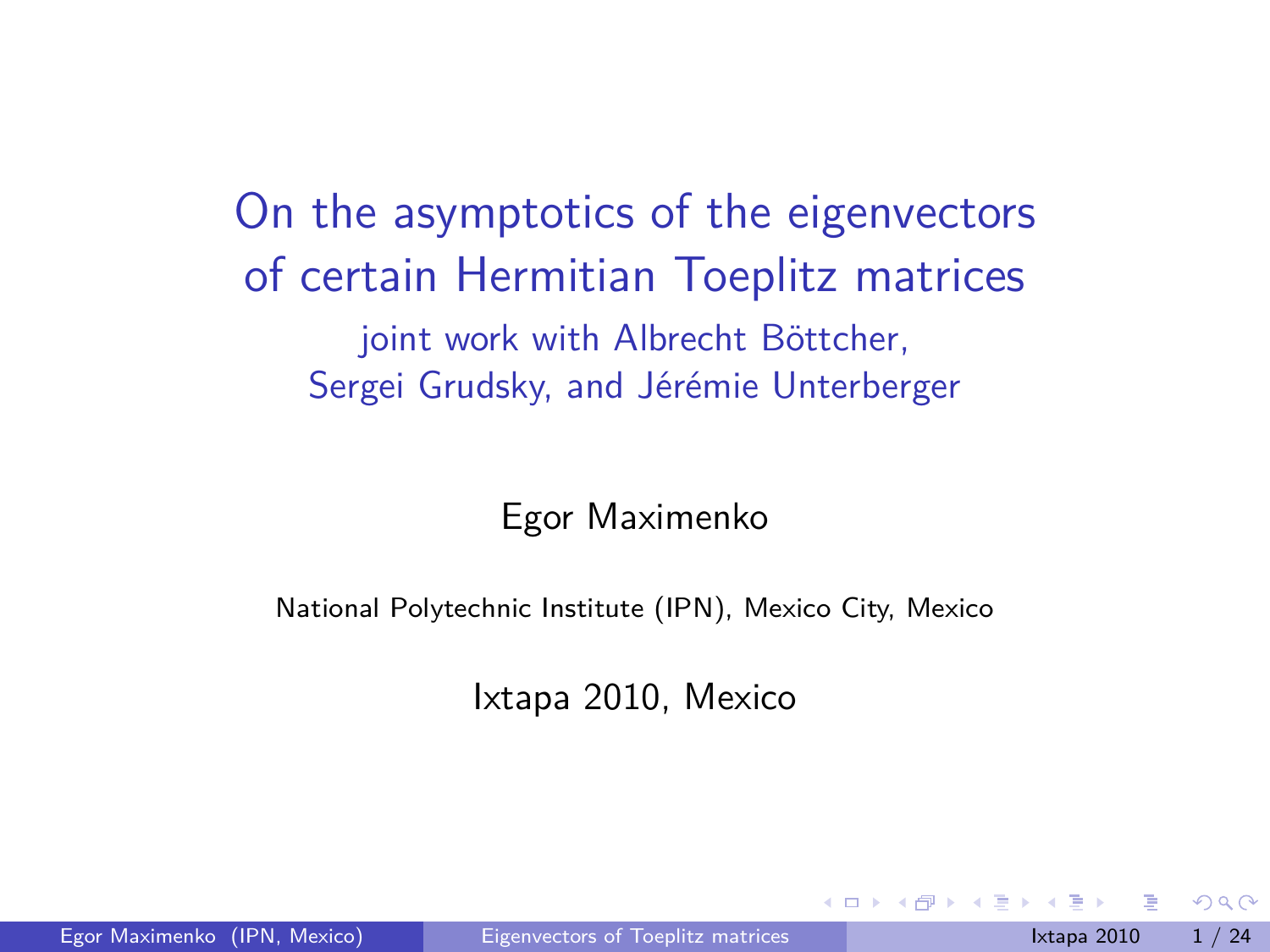# On the asymptotics of the eigenvectors of certain Hermitian Toeplitz matrices

joint work with Albrecht Böttcher, Sergei Grudsky, and Jérémie Unterberger

Egor Maximenko

National Polytechnic Institute (IPN), Mexico City, Mexico

Ixtapa 2010, Mexico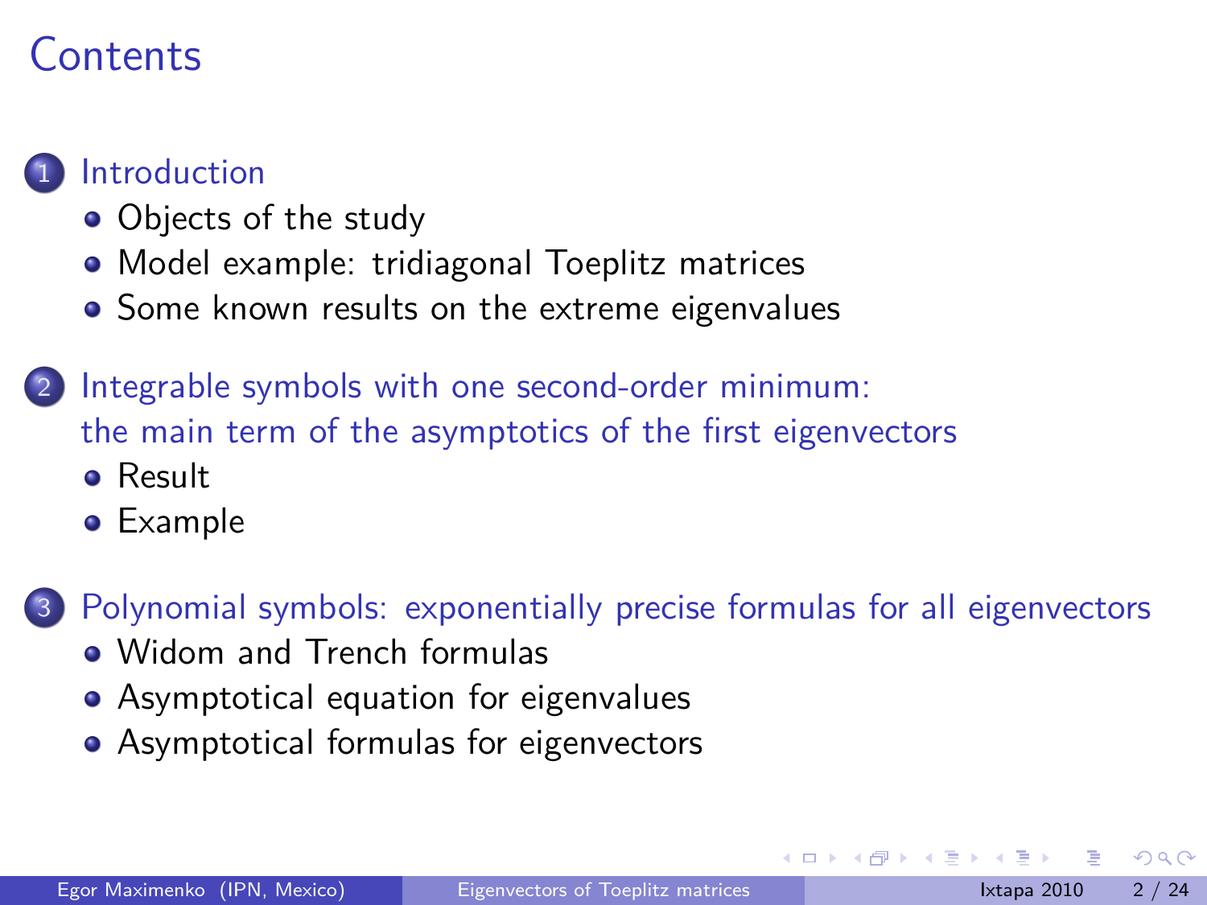# Contents

1. Introduction
   - Objects of the study
   - Model example: tridiagonal Toeplitz matrices
   - Some known results on the extreme eigenvalues

2. Integrable symbols with one second-order minimum: the main term of the asymptotics of the first eigenvectors
   - Result
   - Example

3. Polynomial symbols: exponentially precise formulas for all eigenvectors
   - Widom and Trench formulas
   - Asymptotical equation for eigenvalues
   - Asymptotical formulas for eigenvectors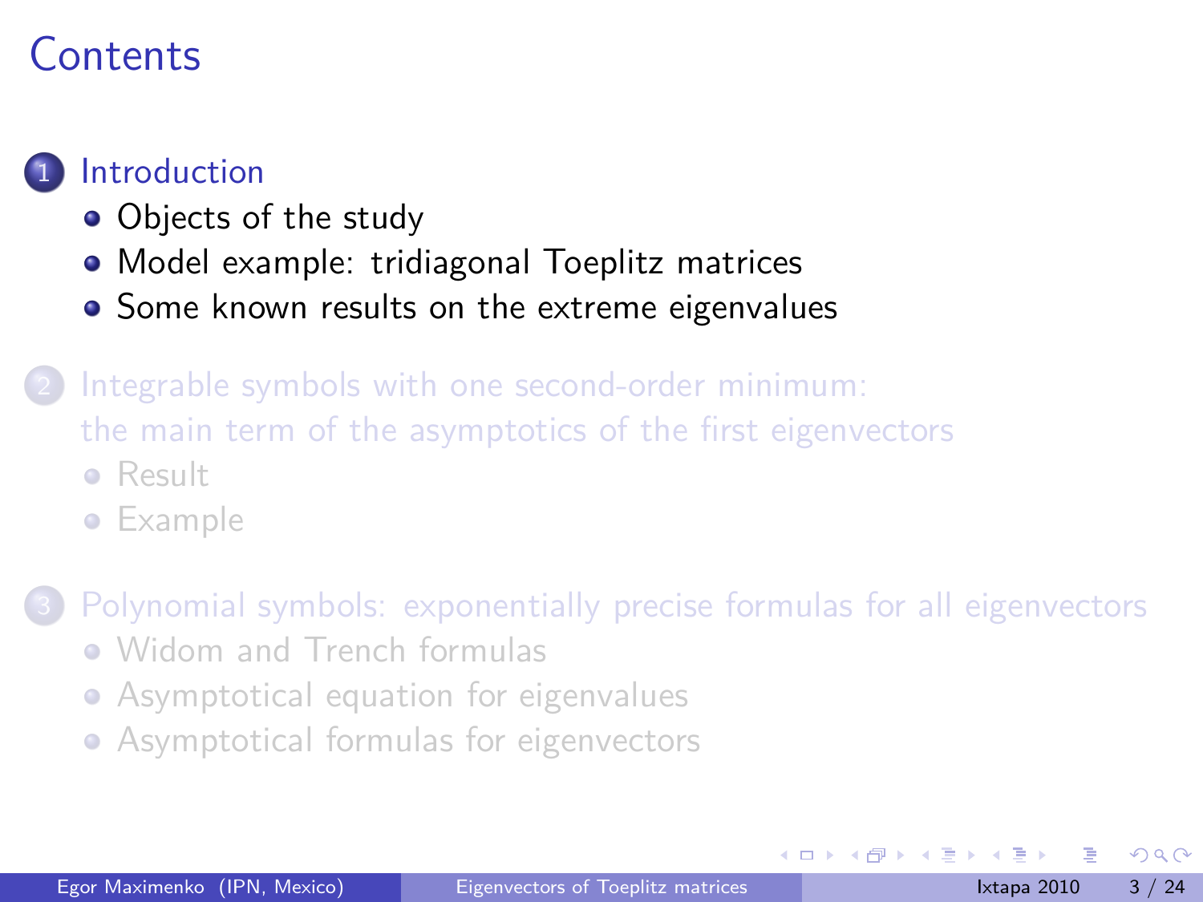# Contents

1. Introduction
   - Objects of the study
   - Model example: tridiagonal Toeplitz matrices
   - Some known results on the extreme eigenvalues

2. Integrable symbols with one second-order minimum: the main term of the asymptotics of the first eigenvectors
   - Result
   - Example

3. Polynomial symbols: exponentially precise formulas for all eigenvectors
   - Widom and Trench formulas
   - Asymptotical equation for eigenvalues
   - Asymptotical formulas for eigenvectors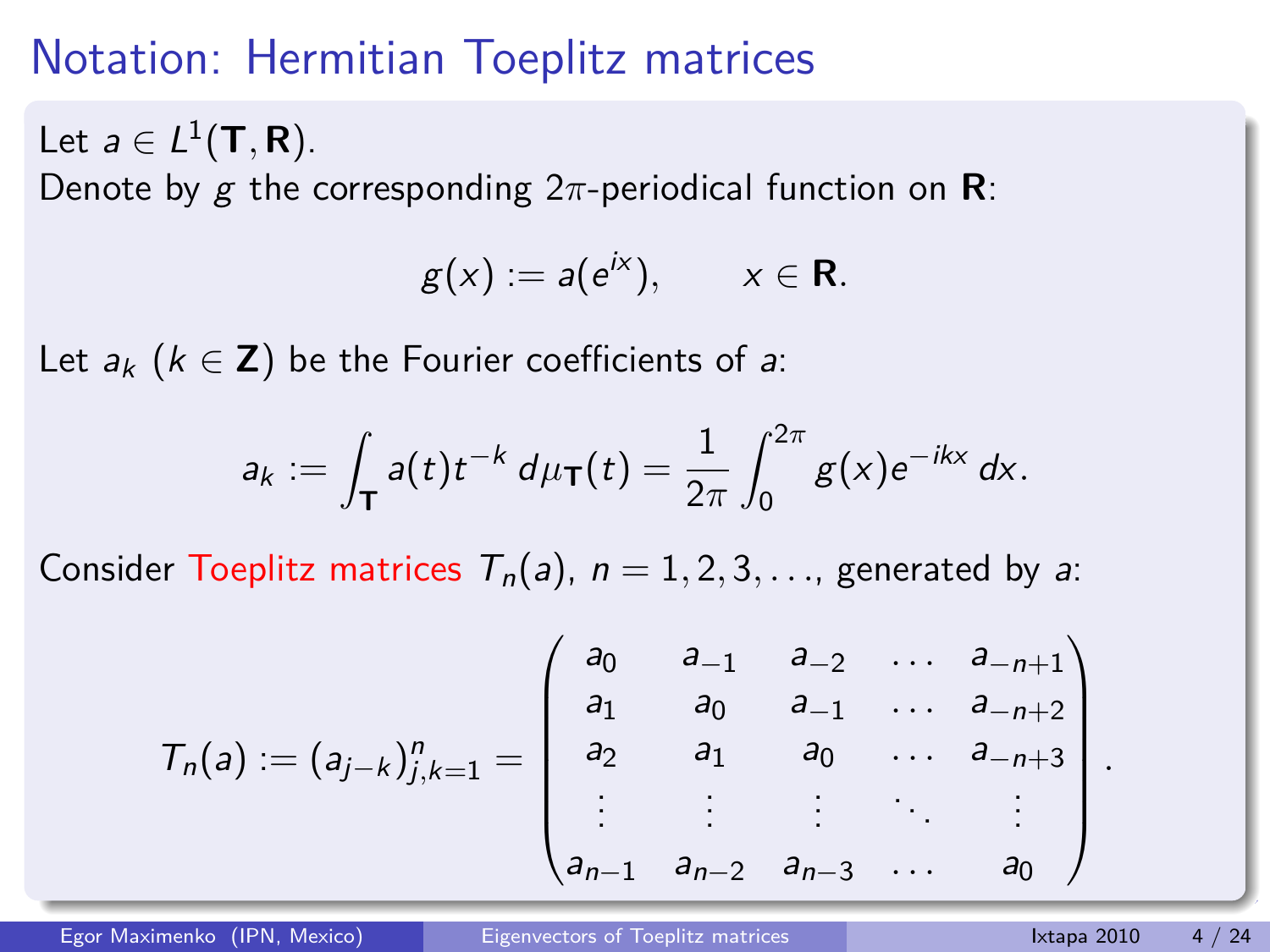# Notation: Hermitian Toeplitz matrices

Let $a \in L^1(\mathbf{T}, \mathbf{R})$.
Denote by $g$ the corresponding $2\pi$-periodical function on $\mathbf{R}$:

$$g(x) := a(e^{ix}), \qquad x \in \mathbf{R}.$$

Let $a_k$ ($k \in \mathbf{Z}$) be the Fourier coefficients of $a$:

$$a_k := \int_{\mathbf{T}} a(t) t^{-k} \, d\mu_{\mathbf{T}}(t) = \frac{1}{2\pi} \int_0^{2\pi} g(x) e^{-ikx} \, dx.$$

Consider Toeplitz matrices $T_n(a)$, $n = 1, 2, 3, \ldots$, generated by $a$:

$$T_n(a) := (a_{j-k})_{j,k=1}^n = \begin{pmatrix} a_0 & a_{-1} & a_{-2} & \ldots & a_{-n+1} \\ a_1 & a_0 & a_{-1} & \ldots & a_{-n+2} \\ a_2 & a_1 & a_0 & \ldots & a_{-n+3} \\ \vdots & \vdots & \vdots & \ddots & \vdots \\ a_{n-1} & a_{n-2} & a_{n-3} & \ldots & a_0 \end{pmatrix}.$$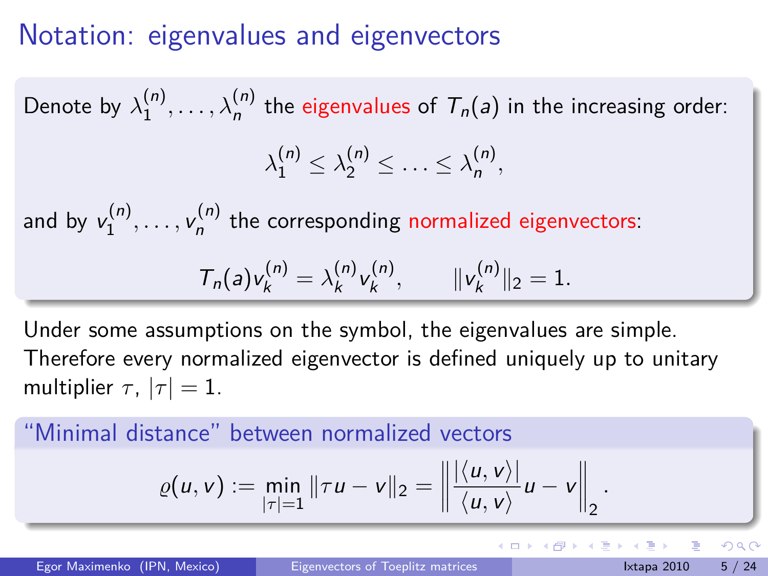# Notation: eigenvalues and eigenvectors

Denote by $\lambda_1^{(n)}, \ldots, \lambda_n^{(n)}$ the eigenvalues of $T_n(a)$ in the increasing order:

$$\lambda_1^{(n)} \leq \lambda_2^{(n)} \leq \ldots \leq \lambda_n^{(n)},$$

and by $v_1^{(n)}, \ldots, v_n^{(n)}$ the corresponding normalized eigenvectors:

$$T_n(a) v_k^{(n)} = \lambda_k^{(n)} v_k^{(n)}, \qquad \|v_k^{(n)}\|_2 = 1.$$

Under some assumptions on the symbol, the eigenvalues are simple. Therefore every normalized eigenvector is defined uniquely up to unitary multiplier $\tau$, $|\tau| = 1$.

### "Minimal distance" between normalized vectors

$$\varrho(u, v) := \min_{|\tau|=1} \|\tau u - v\|_2 = \left\| \frac{|\langle u, v\rangle|}{\langle u, v\rangle} u - v \right\|_2 .$$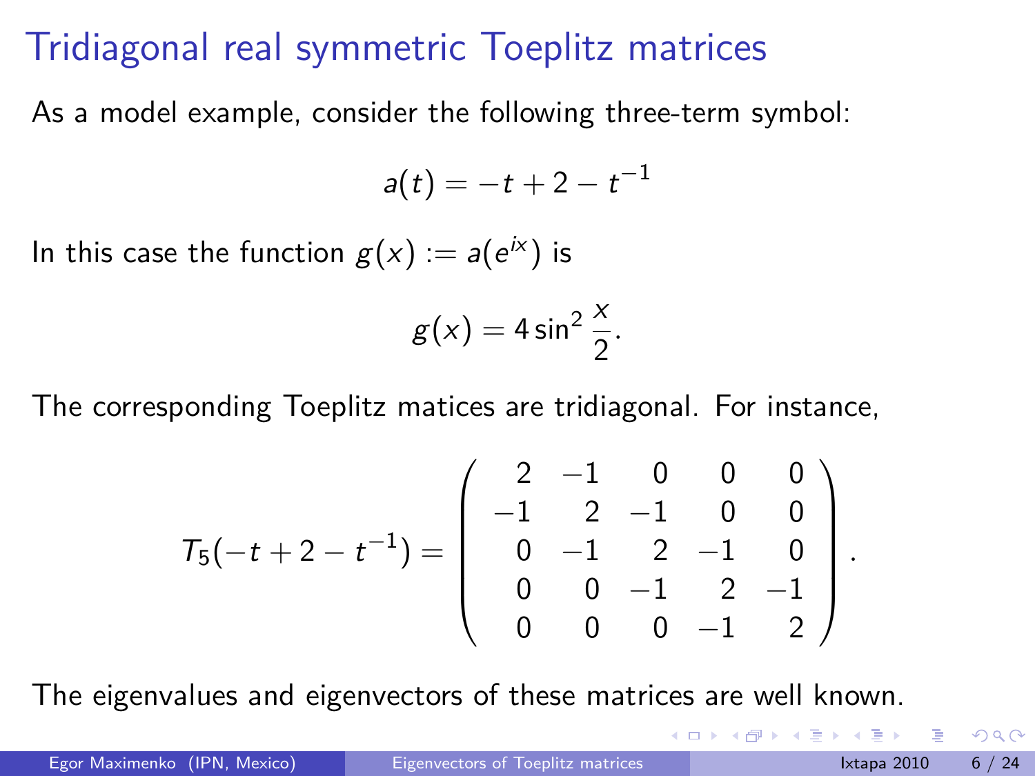# Tridiagonal real symmetric Toeplitz matrices

As a model example, consider the following three-term symbol:

$$a(t) = -t + 2 - t^{-1}$$

In this case the function $g(x) := a(e^{ix})$ is

$$g(x) = 4 \sin^2 \frac{x}{2}.$$

The corresponding Toeplitz matices are tridiagonal. For instance,

$$T_5(-t + 2 - t^{-1}) = \begin{pmatrix} 2 & -1 & 0 & 0 & 0 \\ -1 & 2 & -1 & 0 & 0 \\ 0 & -1 & 2 & -1 & 0 \\ 0 & 0 & -1 & 2 & -1 \\ 0 & 0 & 0 & -1 & 2 \end{pmatrix}.$$

The eigenvalues and eigenvectors of these matrices are well known.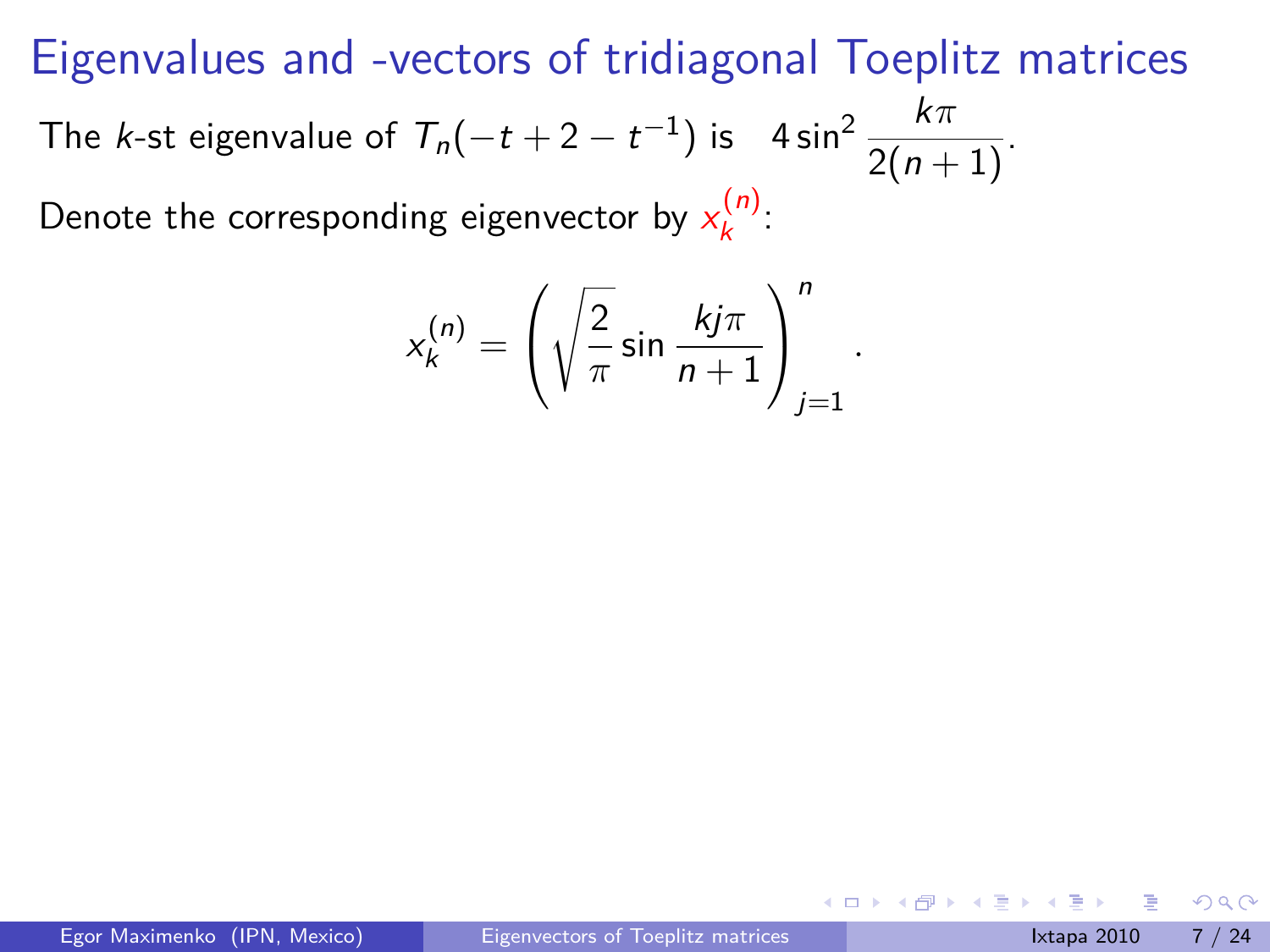# Eigenvalues and -vectors of tridiagonal Toeplitz matrices

The $k$-st eigenvalue of $T_n(-t+2-t^{-1})$ is $4\sin^2 \dfrac{k\pi}{2(n+1)}$.

Denote the corresponding eigenvector by $x_k^{(n)}$:

$$x_k^{(n)} = \left( \sqrt{\frac{2}{\pi}} \sin \frac{kj\pi}{n+1} \right)_{j=1}^{n}.$$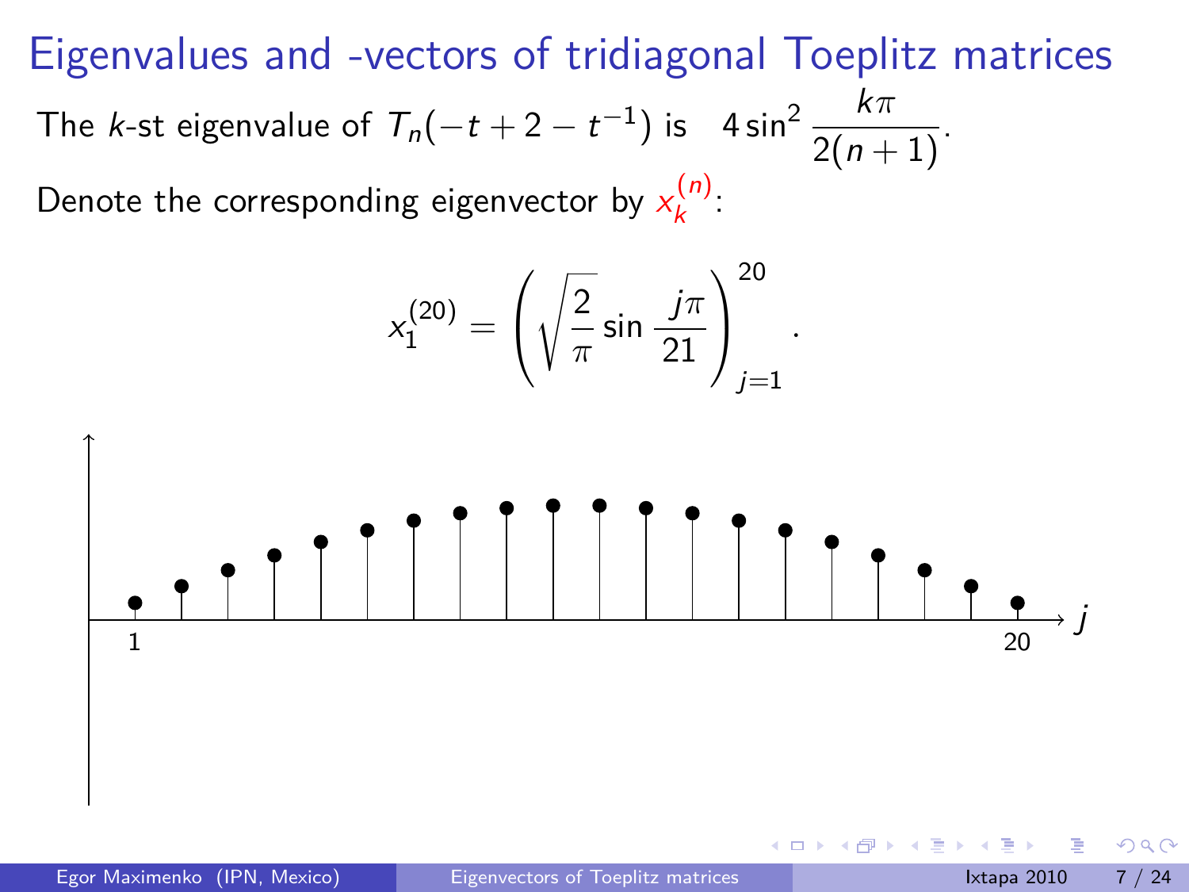# Eigenvalues and -vectors of tridiagonal Toeplitz matrices

The $k$-st eigenvalue of $T_n(-t+2-t^{-1})$ is $4\sin^2 \dfrac{k\pi}{2(n+1)}$.

Denote the corresponding eigenvector by $x_k^{(n)}$:

$$x_1^{(20)} = \left(\sqrt{\frac{2}{\pi}} \sin \frac{j\pi}{21}\right)_{j=1}^{20}.$$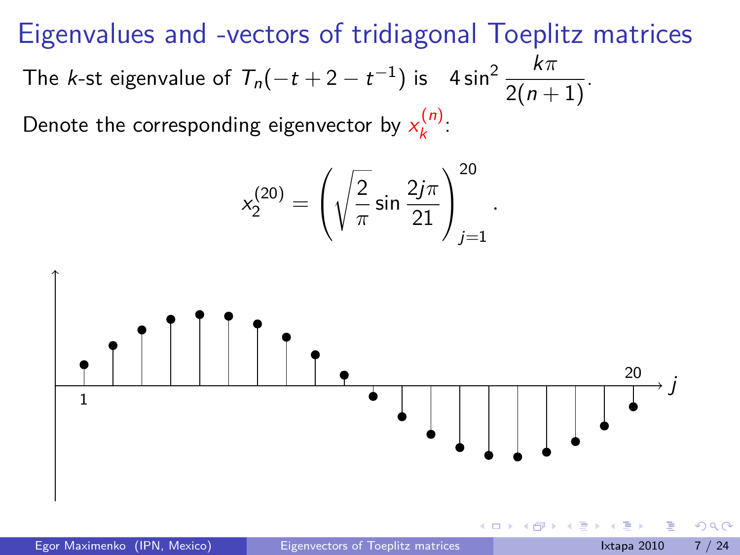# Eigenvalues and -vectors of tridiagonal Toeplitz matrices

The $k$-st eigenvalue of $T_n(-t+2-t^{-1})$ is $\quad 4\sin^2\dfrac{k\pi}{2(n+1)}$.

Denote the corresponding eigenvector by $x_k^{(n)}$:

$$x_2^{(20)} = \left(\sqrt{\frac{2}{\pi}}\sin\frac{2j\pi}{21}\right)_{j=1}^{20}.$$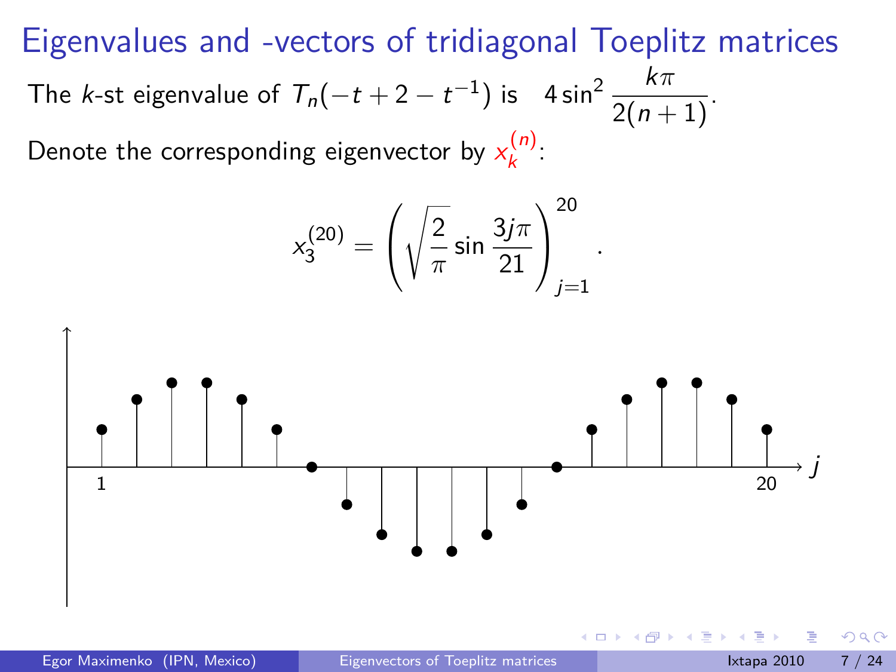# Eigenvalues and -vectors of tridiagonal Toeplitz matrices

The $k$-st eigenvalue of $T_n(-t + 2 - t^{-1})$ is $\quad 4\sin^2 \dfrac{k\pi}{2(n+1)}$.

Denote the corresponding eigenvector by $x_k^{(n)}$:

$$x_3^{(20)} = \left( \sqrt{\frac{2}{\pi}} \sin \frac{3j\pi}{21} \right)_{j=1}^{20}.$$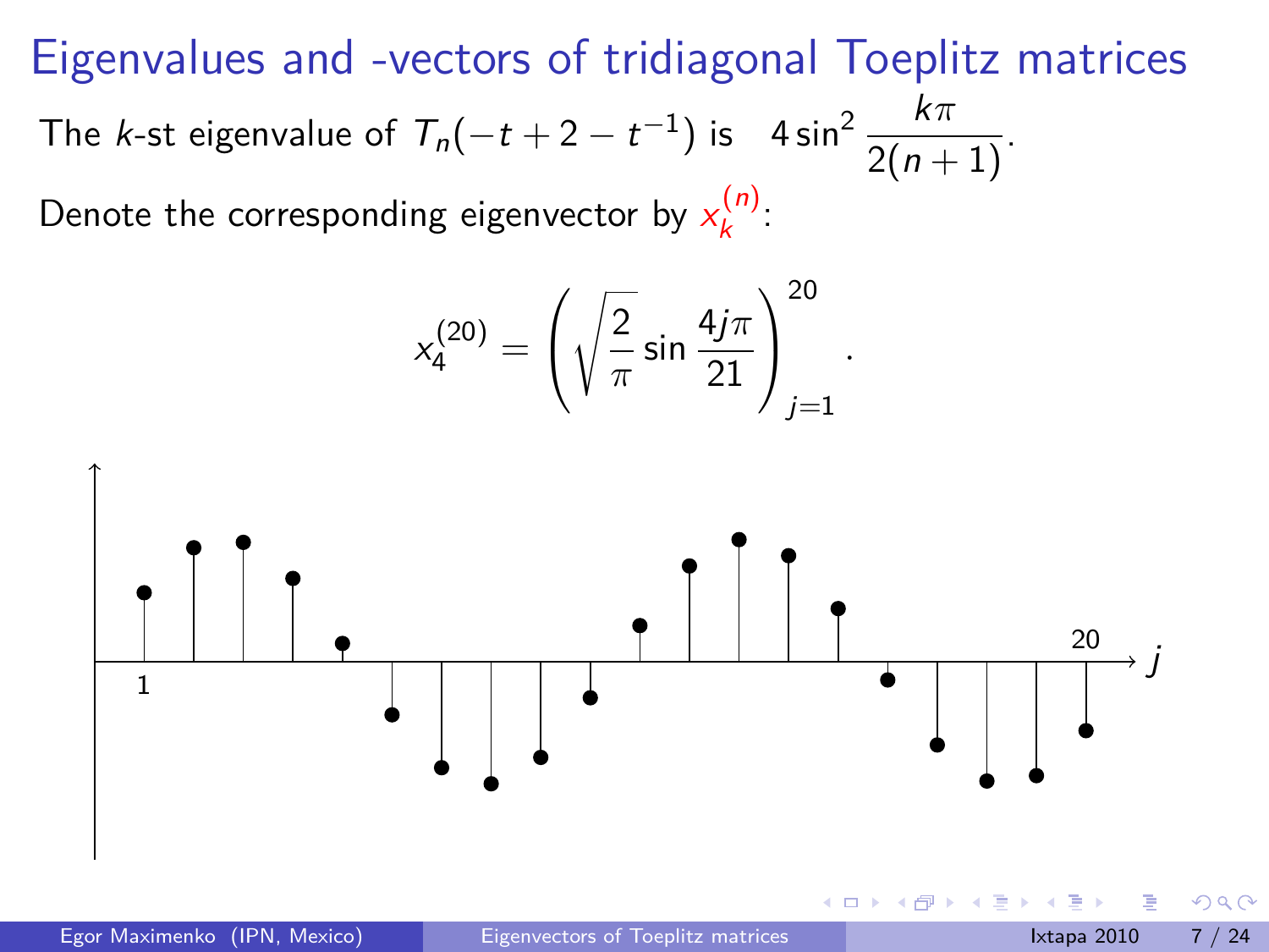# Eigenvalues and -vectors of tridiagonal Toeplitz matrices

The $k$-st eigenvalue of $T_n(-t + 2 - t^{-1})$ is $\quad 4\sin^2 \dfrac{k\pi}{2(n+1)}$.

Denote the corresponding eigenvector by $x_k^{(n)}$:

$$x_4^{(20)} = \left( \sqrt{\frac{2}{\pi}} \sin \frac{4j\pi}{21} \right)_{j=1}^{20}.$$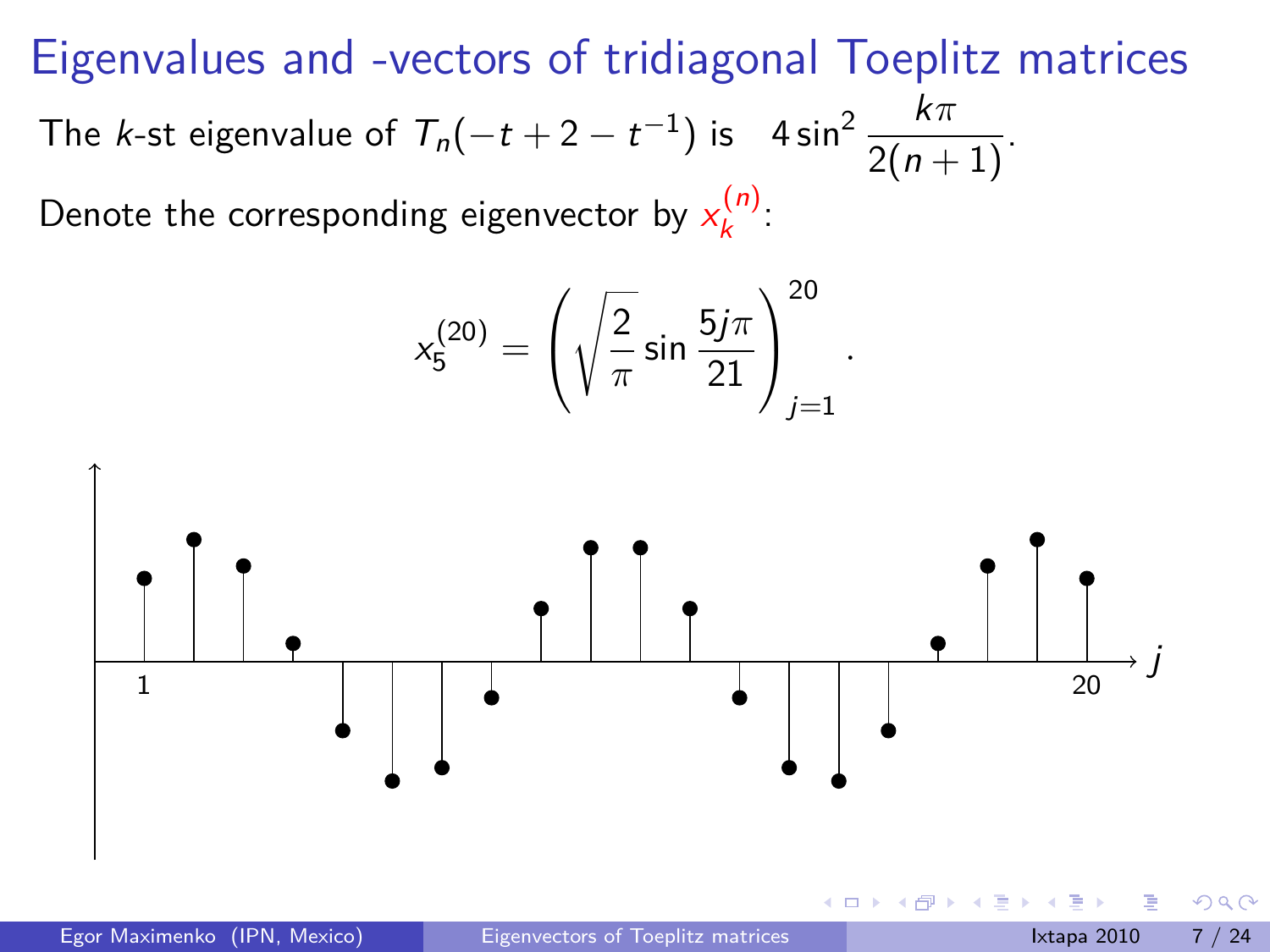# Eigenvalues and -vectors of tridiagonal Toeplitz matrices

The $k$-st eigenvalue of $T_n(-t+2-t^{-1})$ is $\quad 4\sin^2 \dfrac{k\pi}{2(n+1)}$.

Denote the corresponding eigenvector by $x_k^{(n)}$:

$$x_5^{(20)} = \left( \sqrt{\frac{2}{\pi}} \sin \frac{5j\pi}{21} \right)_{j=1}^{20}.$$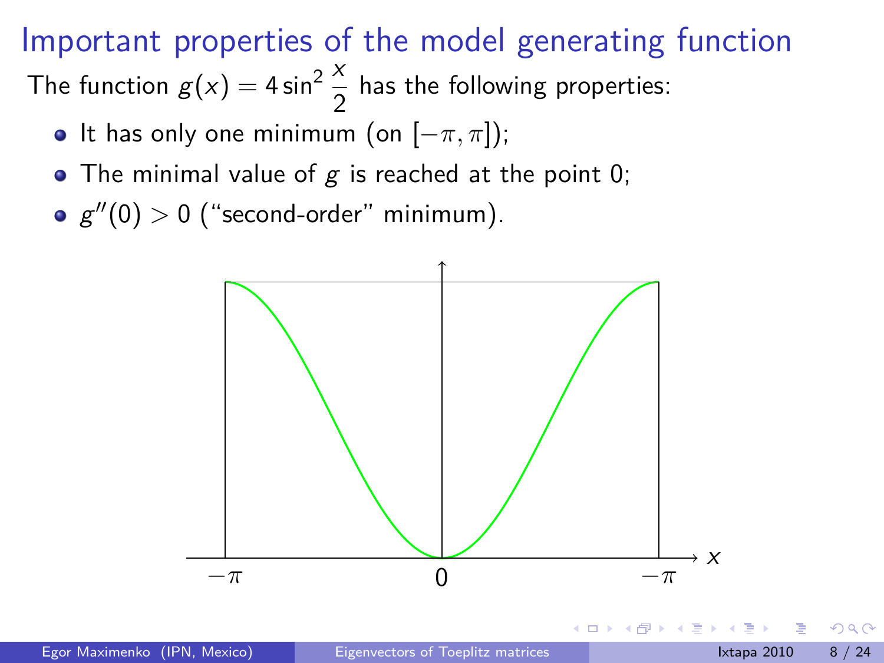# Important properties of the model generating function

The function $g(x) = 4\sin^2 \dfrac{x}{2}$ has the following properties:

- It has only one minimum (on $[-\pi, \pi]$);
- The minimal value of $g$ is reached at the point 0;
- $g''(0) > 0$ ("second-order" minimum).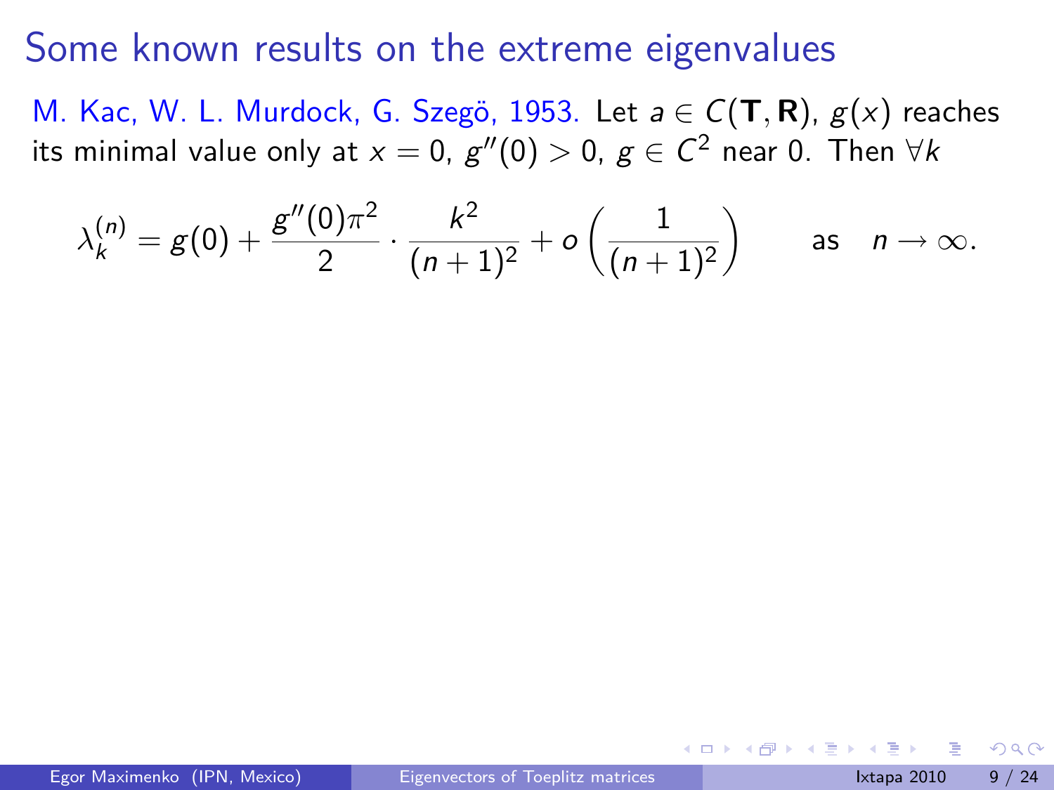# Some known results on the extreme eigenvalues

M. Kac, W. L. Murdock, G. Szegö, 1953. Let $a \in C(\mathbf{T}, \mathbf{R})$, $g(x)$ reaches its minimal value only at $x = 0$, $g''(0) > 0$, $g \in C^2$ near 0. Then $\forall k$

$$\lambda_k^{(n)} = g(0) + \frac{g''(0)\pi^2}{2} \cdot \frac{k^2}{(n+1)^2} + o\left(\frac{1}{(n+1)^2}\right) \qquad \text{as} \quad n \to \infty.$$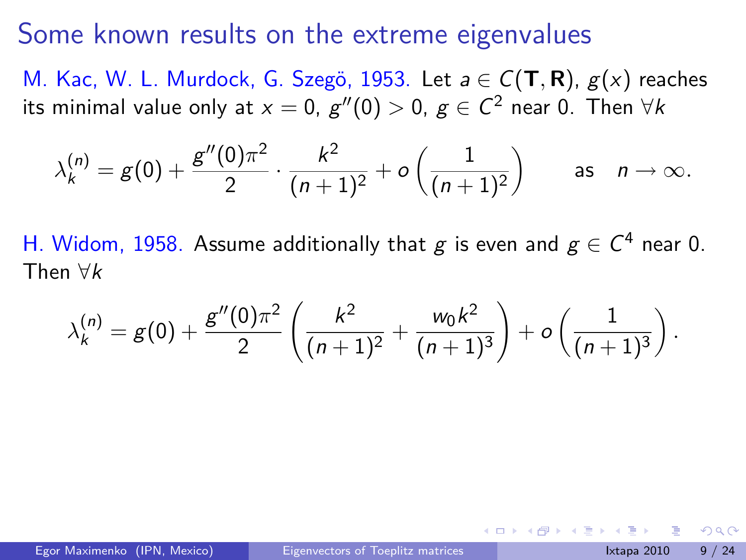# Some known results on the extreme eigenvalues

M. Kac, W. L. Murdock, G. Szegö, 1953. Let $a \in C(\mathbf{T}, \mathbf{R})$, $g(x)$ reaches its minimal value only at $x = 0$, $g''(0) > 0$, $g \in C^2$ near 0. Then $\forall k$

$$\lambda_k^{(n)} = g(0) + \frac{g''(0)\pi^2}{2} \cdot \frac{k^2}{(n+1)^2} + o\left(\frac{1}{(n+1)^2}\right) \qquad \text{as} \quad n \to \infty.$$

H. Widom, 1958. Assume additionally that $g$ is even and $g \in C^4$ near 0. Then $\forall k$

$$\lambda_k^{(n)} = g(0) + \frac{g''(0)\pi^2}{2} \left(\frac{k^2}{(n+1)^2} + \frac{w_0 k^2}{(n+1)^3}\right) + o\left(\frac{1}{(n+1)^3}\right).$$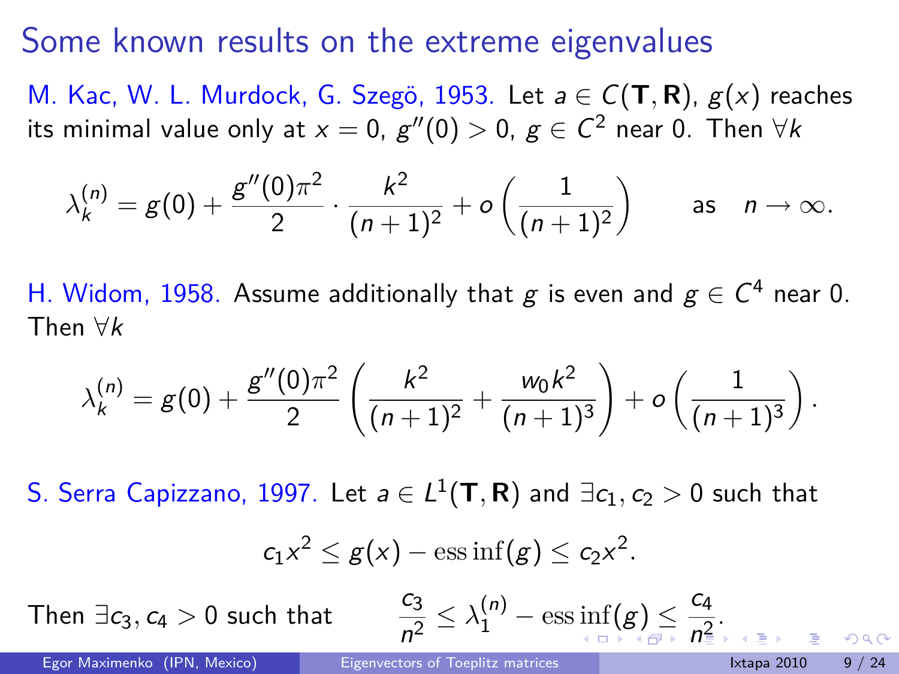# Some known results on the extreme eigenvalues

M. Kac, W. L. Murdock, G. Szegö, 1953. Let $a \in C(\mathbf{T}, \mathbf{R})$, $g(x)$ reaches its minimal value only at $x = 0$, $g''(0) > 0$, $g \in C^2$ near 0. Then $\forall k$

$$\lambda_k^{(n)} = g(0) + \frac{g''(0)\pi^2}{2} \cdot \frac{k^2}{(n+1)^2} + o\left(\frac{1}{(n+1)^2}\right) \qquad \text{as} \quad n \to \infty.$$

H. Widom, 1958. Assume additionally that $g$ is even and $g \in C^4$ near 0. Then $\forall k$

$$\lambda_k^{(n)} = g(0) + \frac{g''(0)\pi^2}{2}\left(\frac{k^2}{(n+1)^2} + \frac{w_0 k^2}{(n+1)^3}\right) + o\left(\frac{1}{(n+1)^3}\right).$$

S. Serra Capizzano, 1997. Let $a \in L^1(\mathbf{T}, \mathbf{R})$ and $\exists c_1, c_2 > 0$ such that

$$c_1 x^2 \le g(x) - \operatorname{ess\,inf}(g) \le c_2 x^2.$$

Then $\exists c_3, c_4 > 0$ such that $\qquad \dfrac{c_3}{n^2} \le \lambda_1^{(n)} - \operatorname{ess\,inf}(g) \le \dfrac{c_4}{n^2}.$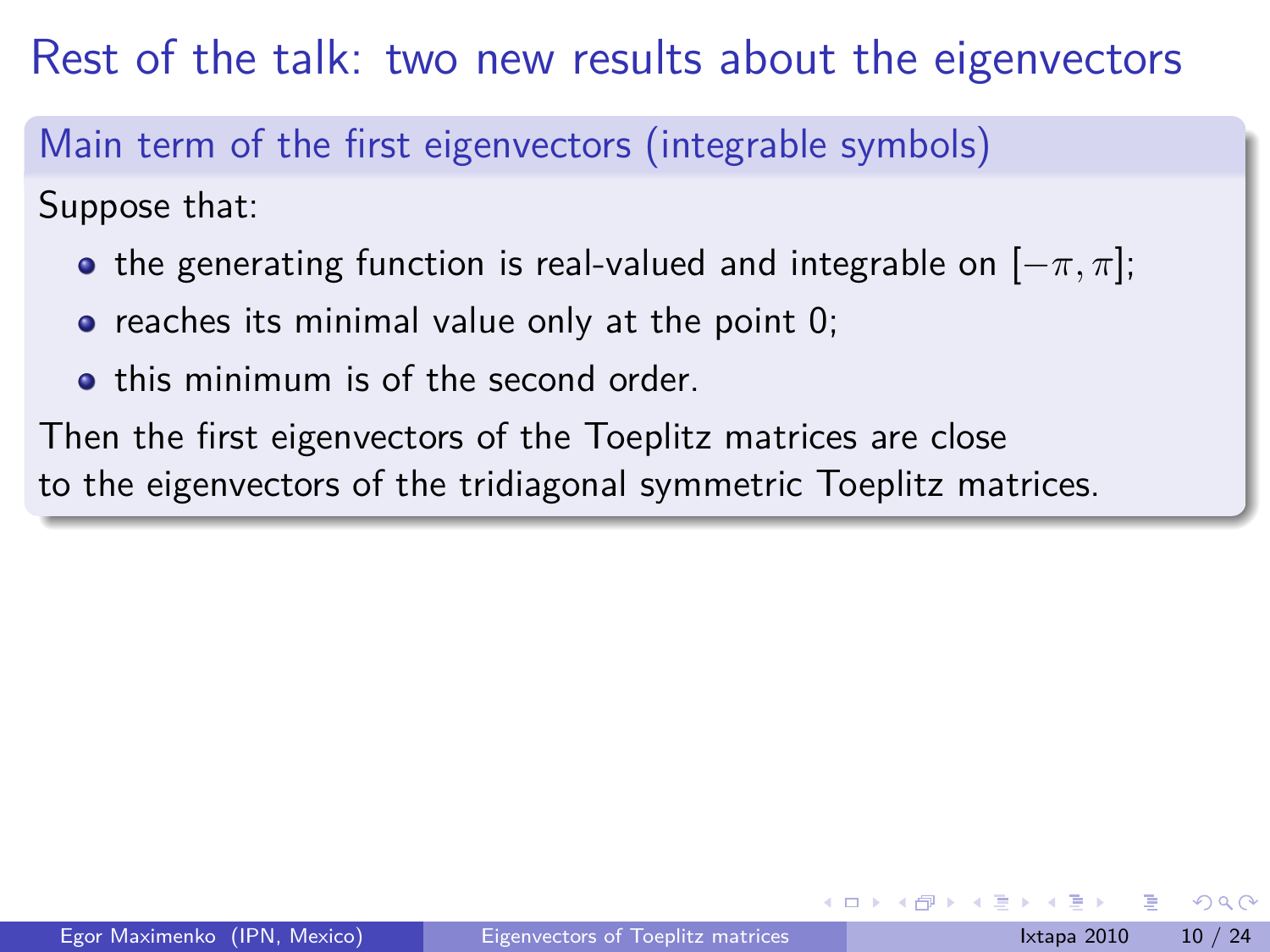# Rest of the talk: two new results about the eigenvectors

### Main term of the first eigenvectors (integrable symbols)

Suppose that:

- the generating function is real-valued and integrable on $[-\pi, \pi]$;
- reaches its minimal value only at the point 0;
- this minimum is of the second order.

Then the first eigenvectors of the Toeplitz matrices are close to the eigenvectors of the tridiagonal symmetric Toeplitz matrices.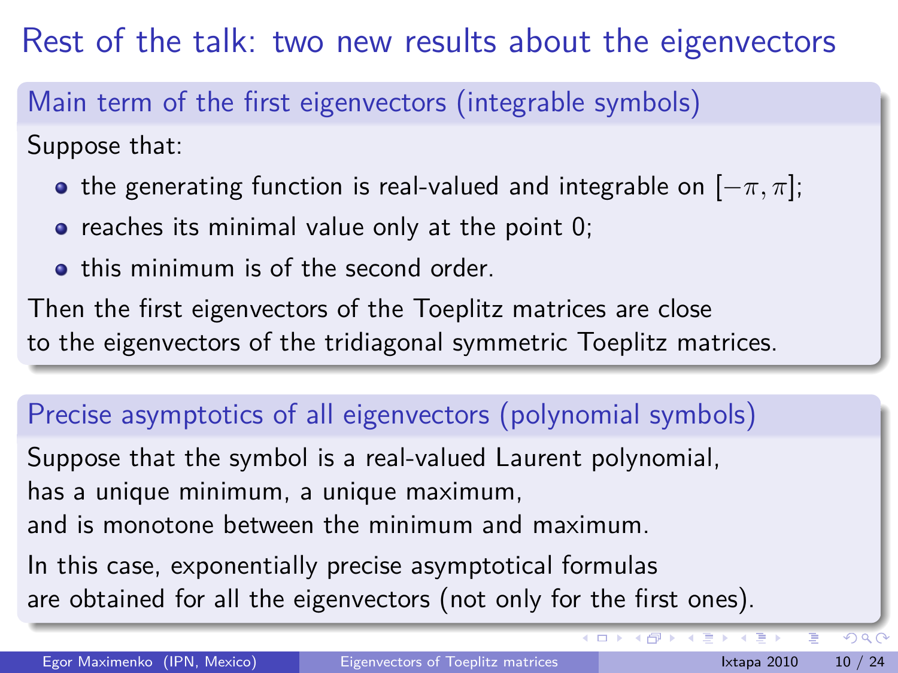# Rest of the talk: two new results about the eigenvectors

## Main term of the first eigenvectors (integrable symbols)

Suppose that:

- the generating function is real-valued and integrable on $[-\pi, \pi]$;
- reaches its minimal value only at the point 0;
- this minimum is of the second order.

Then the first eigenvectors of the Toeplitz matrices are close to the eigenvectors of the tridiagonal symmetric Toeplitz matrices.

## Precise asymptotics of all eigenvectors (polynomial symbols)

Suppose that the symbol is a real-valued Laurent polynomial, has a unique minimum, a unique maximum, and is monotone between the minimum and maximum.

In this case, exponentially precise asymptotical formulas are obtained for all the eigenvectors (not only for the first ones).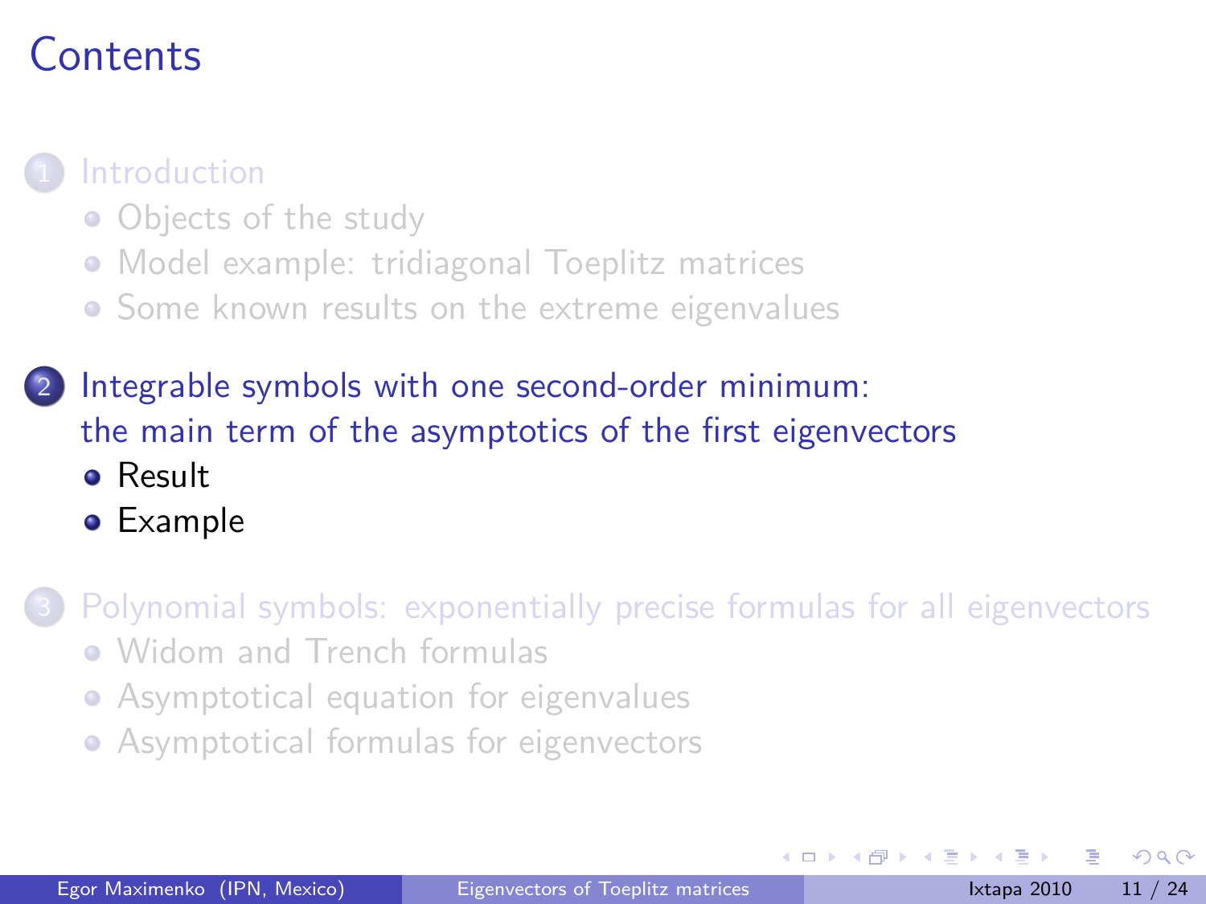# Contents

1. Introduction
   - Objects of the study
   - Model example: tridiagonal Toeplitz matrices
   - Some known results on the extreme eigenvalues

2. Integrable symbols with one second-order minimum: the main term of the asymptotics of the first eigenvectors
   - Result
   - Example

3. Polynomial symbols: exponentially precise formulas for all eigenvectors
   - Widom and Trench formulas
   - Asymptotical equation for eigenvalues
   - Asymptotical formulas for eigenvectors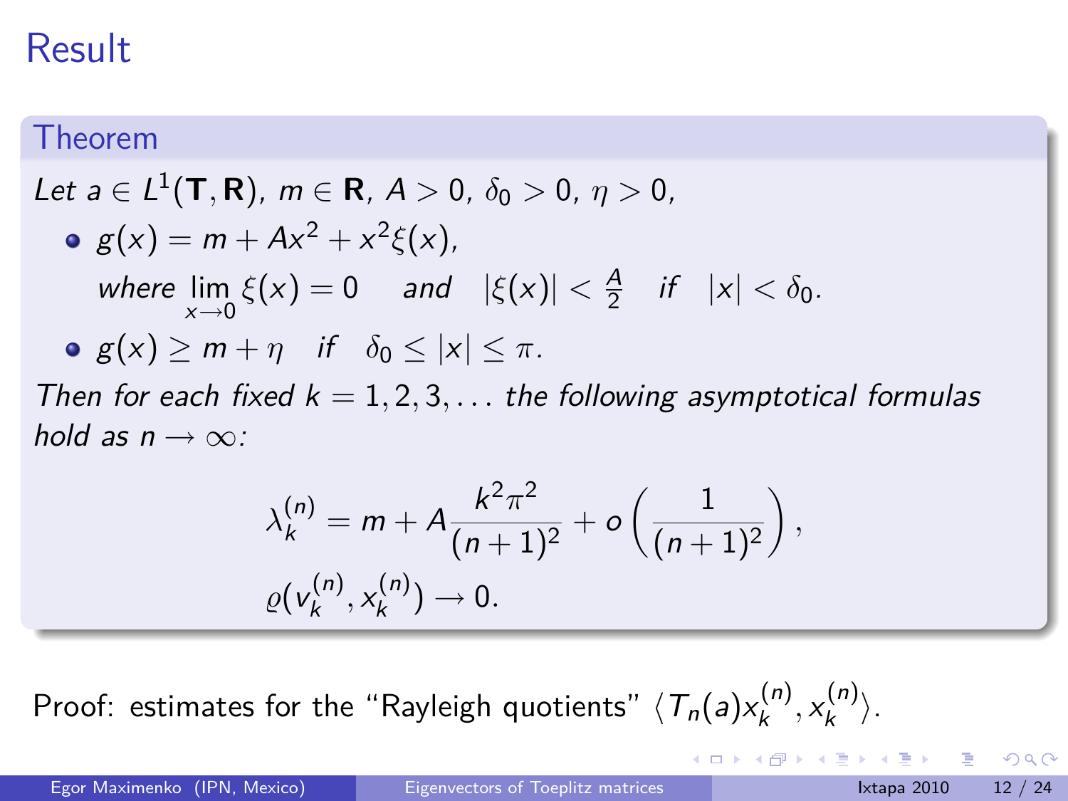# Result

### Theorem

*Let $a \in L^1(\mathbf{T}, \mathbf{R})$, $m \in \mathbf{R}$, $A > 0$, $\delta_0 > 0$, $\eta > 0$,*

- $g(x) = m + Ax^2 + x^2\xi(x)$,
  *where* $\lim\limits_{x \to 0} \xi(x) = 0$ *and* $|\xi(x)| < \frac{A}{2}$ *if* $|x| < \delta_0$.
- $g(x) \geq m + \eta$ *if* $\delta_0 \leq |x| \leq \pi$.

*Then for each fixed $k = 1, 2, 3, \ldots$ the following asymptotical formulas hold as $n \to \infty$:*

$$\lambda_k^{(n)} = m + A\frac{k^2\pi^2}{(n+1)^2} + o\left(\frac{1}{(n+1)^2}\right),$$

$$\varrho(v_k^{(n)}, x_k^{(n)}) \to 0.$$

Proof: estimates for the "Rayleigh quotients" $\langle T_n(a)x_k^{(n)}, x_k^{(n)}\rangle$.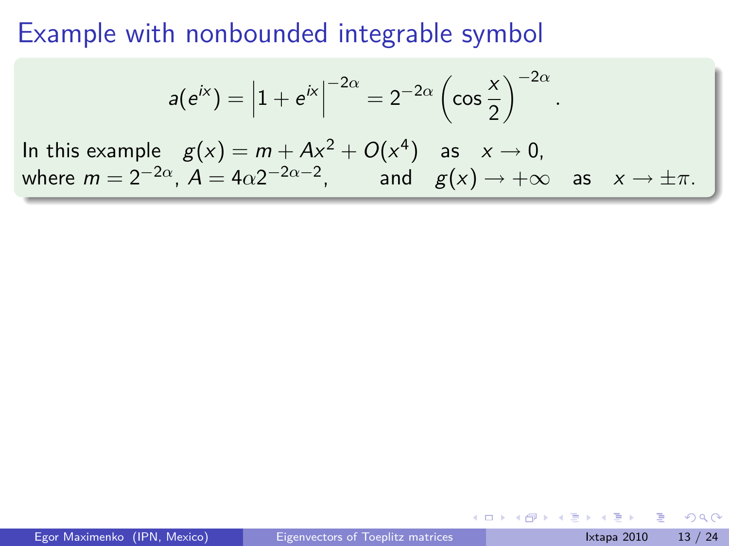# Example with nonbounded integrable symbol

$$a(e^{ix}) = \left|1 + e^{ix}\right|^{-2\alpha} = 2^{-2\alpha}\left(\cos\frac{x}{2}\right)^{-2\alpha}.$$

In this example $\quad g(x) = m + Ax^2 + O(x^4) \quad$ as $\quad x \to 0$,
where $m = 2^{-2\alpha}$, $A = 4\alpha 2^{-2\alpha-2}$, $\qquad$ and $\quad g(x) \to +\infty \quad$ as $\quad x \to \pm\pi$.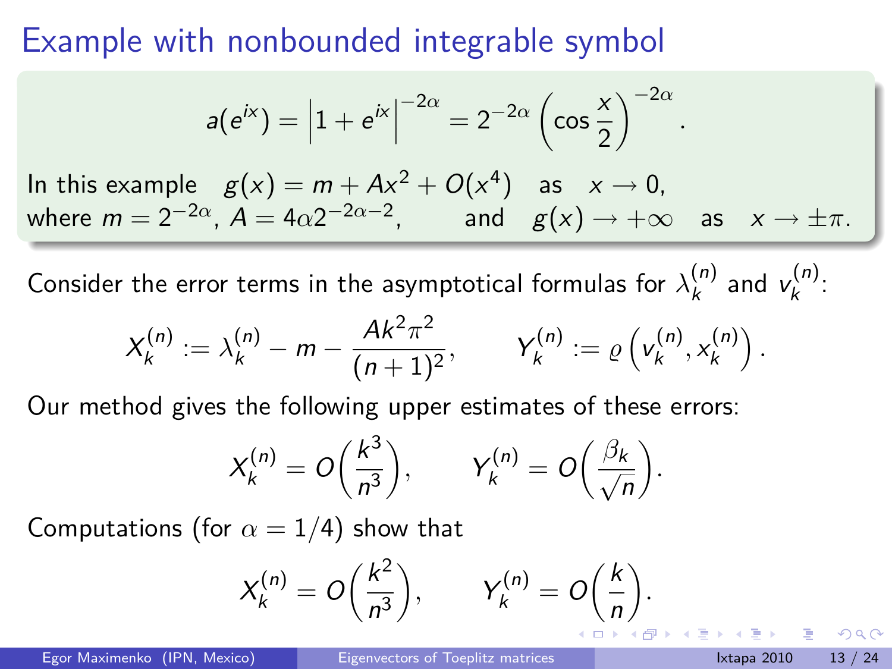# Example with nonbounded integrable symbol

$$a(e^{ix}) = \left|1 + e^{ix}\right|^{-2\alpha} = 2^{-2\alpha}\left(\cos\frac{x}{2}\right)^{-2\alpha}.$$

In this example $\quad g(x) = m + Ax^2 + O(x^4) \quad$ as $\quad x \to 0,$
where $m = 2^{-2\alpha}$, $A = 4\alpha 2^{-2\alpha-2}$, $\qquad$ and $\quad g(x) \to +\infty \quad$ as $\quad x \to \pm\pi.$

Consider the error terms in the asymptotical formulas for $\lambda_k^{(n)}$ and $v_k^{(n)}$:

$$X_k^{(n)} := \lambda_k^{(n)} - m - \frac{Ak^2\pi^2}{(n+1)^2}, \qquad Y_k^{(n)} := \varrho\left(v_k^{(n)}, x_k^{(n)}\right).$$

Our method gives the following upper estimates of these errors:

$$X_k^{(n)} = O\left(\frac{k^3}{n^3}\right), \qquad Y_k^{(n)} = O\left(\frac{\beta_k}{\sqrt{n}}\right).$$

Computations (for $\alpha = 1/4$) show that

$$X_k^{(n)} = O\left(\frac{k^2}{n^3}\right), \qquad Y_k^{(n)} = O\left(\frac{k}{n}\right).$$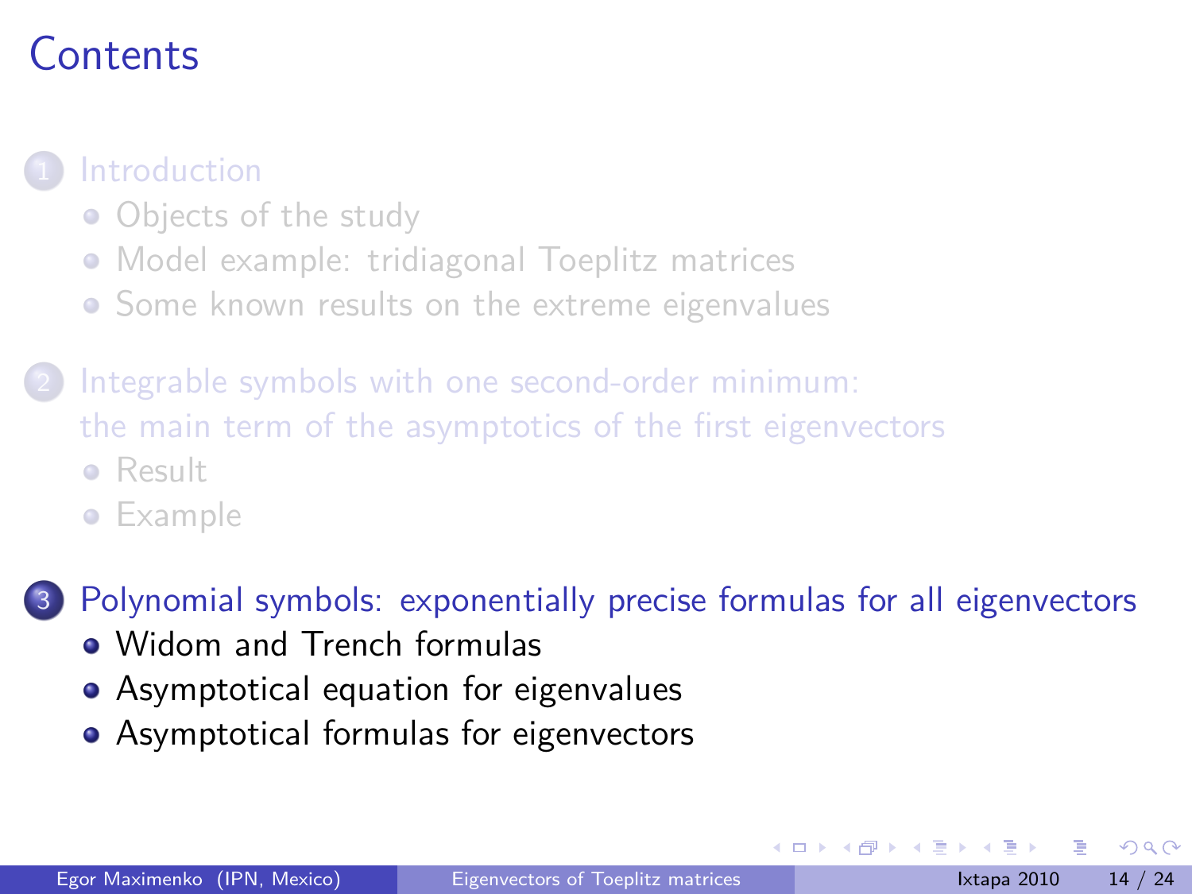# Contents

1. Introduction
   - Objects of the study
   - Model example: tridiagonal Toeplitz matrices
   - Some known results on the extreme eigenvalues

2. Integrable symbols with one second-order minimum: the main term of the asymptotics of the first eigenvectors
   - Result
   - Example

3. Polynomial symbols: exponentially precise formulas for all eigenvectors
   - Widom and Trench formulas
   - Asymptotical equation for eigenvalues
   - Asymptotical formulas for eigenvectors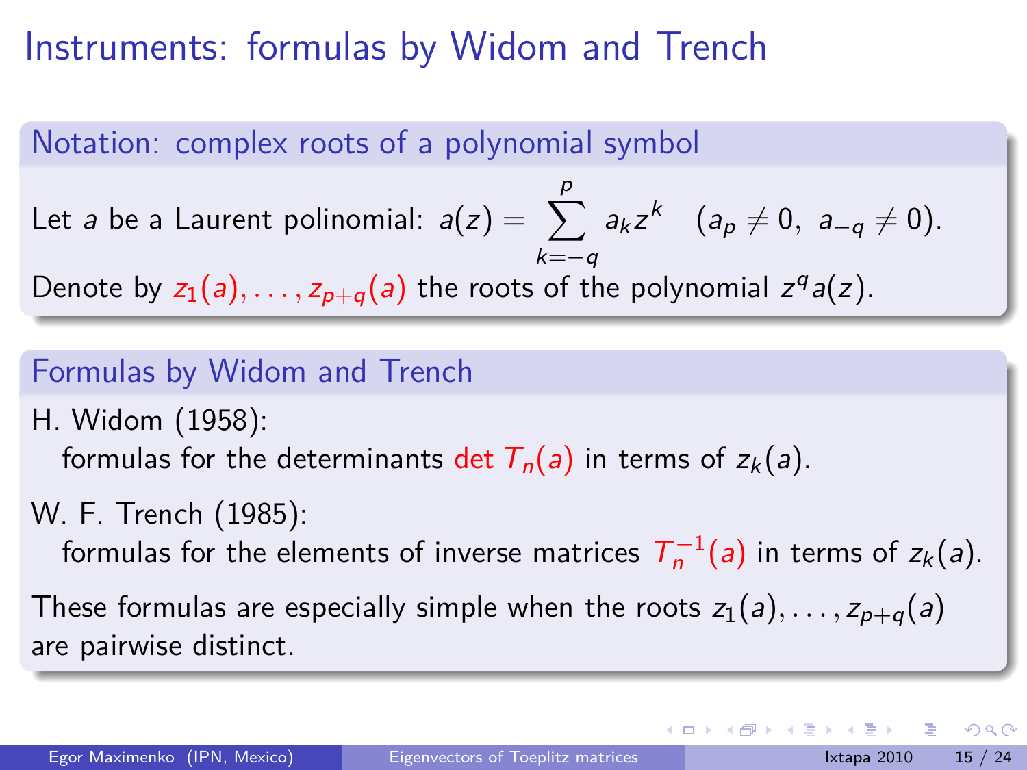# Instruments: formulas by Widom and Trench

## Notation: complex roots of a polynomial symbol

Let $a$ be a Laurent polinomial: $a(z) = \sum_{k=-q}^{p} a_k z^k \quad (a_p \neq 0,\ a_{-q} \neq 0)$.

Denote by $z_1(a), \ldots, z_{p+q}(a)$ the roots of the polynomial $z^q a(z)$.

## Formulas by Widom and Trench

H. Widom (1958):

formulas for the determinants $\det T_n(a)$ in terms of $z_k(a)$.

W. F. Trench (1985):

formulas for the elements of inverse matrices $T_n^{-1}(a)$ in terms of $z_k(a)$.

These formulas are especially simple when the roots $z_1(a), \ldots, z_{p+q}(a)$ are pairwise distinct.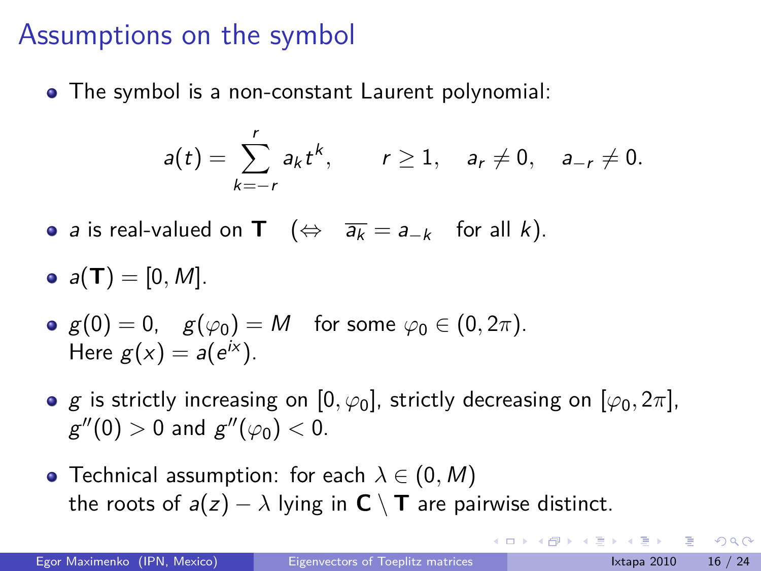# Assumptions on the symbol

- The symbol is a non-constant Laurent polynomial:

$$a(t) = \sum_{k=-r}^{r} a_k t^k, \qquad r \geq 1, \quad a_r \neq 0, \quad a_{-r} \neq 0.$$

- $a$ is real-valued on $\mathbf{T}$ $\quad (\Leftrightarrow \quad \overline{a_k} = a_{-k} \quad$ for all $k$).
- $a(\mathbf{T}) = [0, M]$.
- $g(0) = 0, \quad g(\varphi_0) = M \quad$ for some $\varphi_0 \in (0, 2\pi)$.
  Here $g(x) = a(e^{ix})$.
- $g$ is strictly increasing on $[0, \varphi_0]$, strictly decreasing on $[\varphi_0, 2\pi]$, $g''(0) > 0$ and $g''(\varphi_0) < 0$.
- Technical assumption: for each $\lambda \in (0, M)$ the roots of $a(z) - \lambda$ lying in $\mathbf{C} \setminus \mathbf{T}$ are pairwise distinct.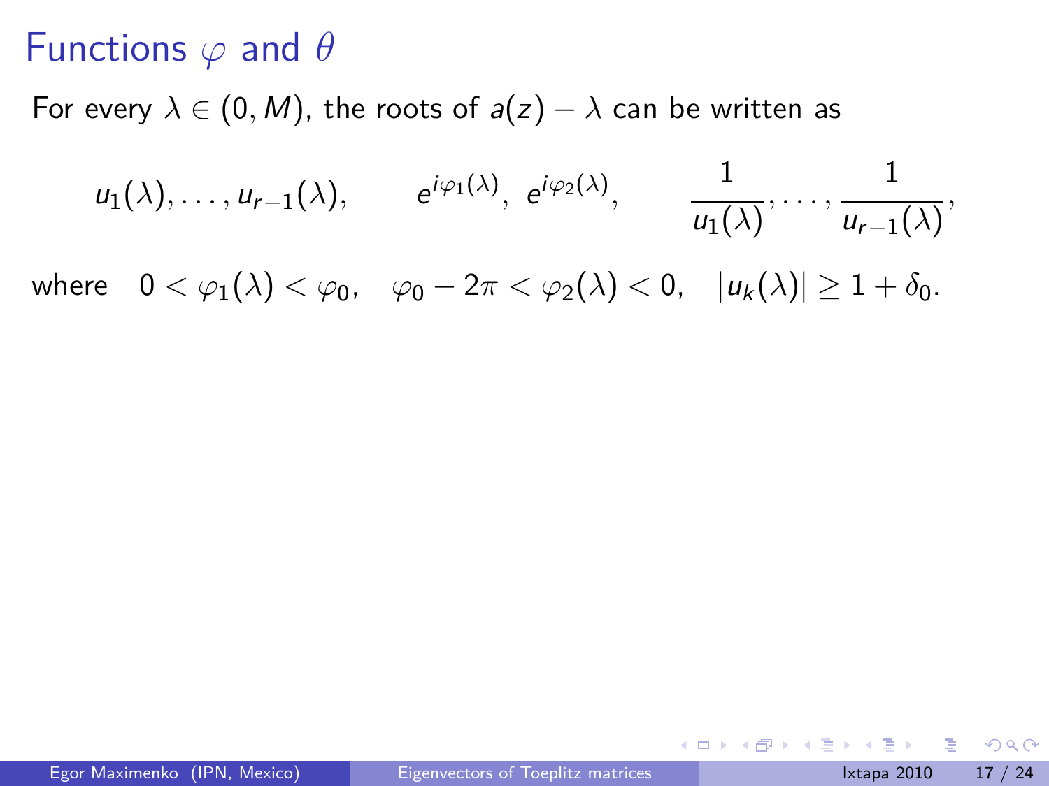# Functions $\varphi$ and $\theta$

For every $\lambda \in (0, M)$, the roots of $a(z) - \lambda$ can be written as

$$u_1(\lambda), \ldots, u_{r-1}(\lambda), \qquad e^{i\varphi_1(\lambda)},\ e^{i\varphi_2(\lambda)}, \qquad \frac{1}{\overline{u_1(\lambda)}}, \ldots, \frac{1}{\overline{u_{r-1}(\lambda)}},$$

where $\quad 0 < \varphi_1(\lambda) < \varphi_0, \quad \varphi_0 - 2\pi < \varphi_2(\lambda) < 0, \quad |u_k(\lambda)| \geq 1 + \delta_0.$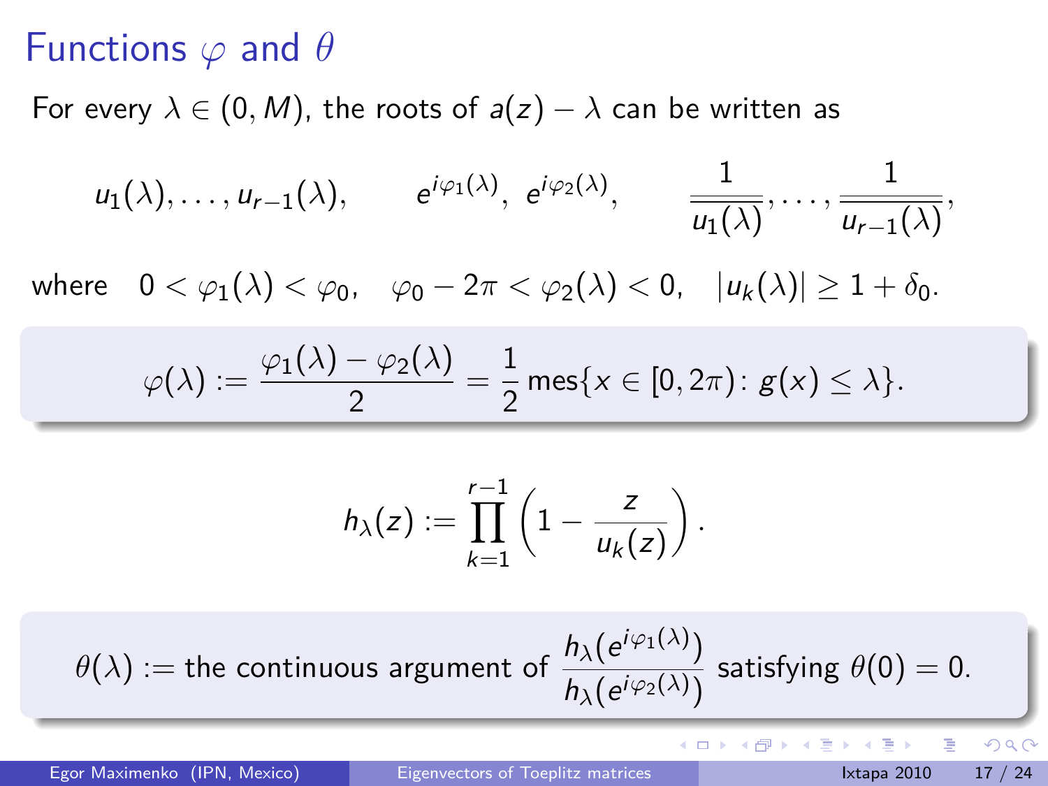# Functions $\varphi$ and $\theta$

For every $\lambda \in (0, M)$, the roots of $a(z) - \lambda$ can be written as

$$u_1(\lambda), \ldots, u_{r-1}(\lambda), \qquad e^{i\varphi_1(\lambda)},\ e^{i\varphi_2(\lambda)}, \qquad \frac{1}{\overline{u_1(\lambda)}}, \ldots, \frac{1}{\overline{u_{r-1}(\lambda)}},$$

where $\quad 0 < \varphi_1(\lambda) < \varphi_0, \quad \varphi_0 - 2\pi < \varphi_2(\lambda) < 0, \quad |u_k(\lambda)| \geq 1 + \delta_0.$

$$\varphi(\lambda) := \frac{\varphi_1(\lambda) - \varphi_2(\lambda)}{2} = \frac{1}{2}\,\mathrm{mes}\{x \in [0, 2\pi) \colon g(x) \leq \lambda\}.$$

$$h_\lambda(z) := \prod_{k=1}^{r-1} \left(1 - \frac{z}{u_k(z)}\right).$$

$$\theta(\lambda) := \text{the continuous argument of } \frac{h_\lambda(e^{i\varphi_1(\lambda)})}{h_\lambda(e^{i\varphi_2(\lambda)})} \text{ satisfying } \theta(0) = 0.$$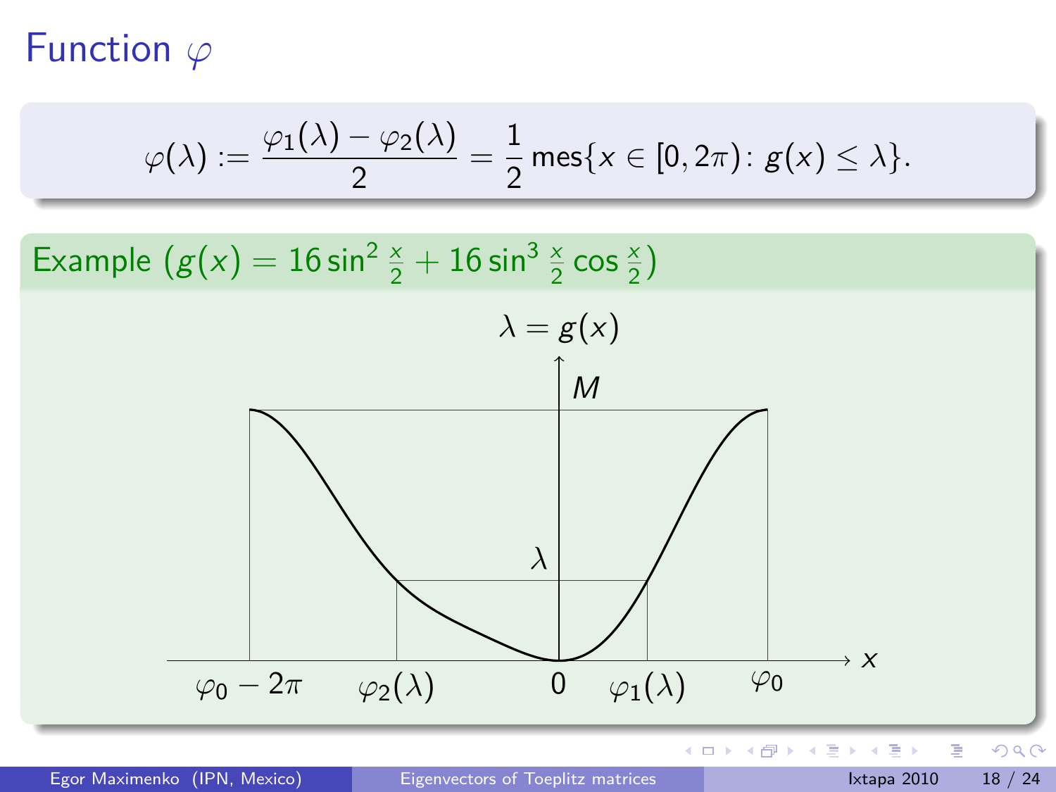# Function $\varphi$

$$\varphi(\lambda) := \frac{\varphi_1(\lambda) - \varphi_2(\lambda)}{2} = \frac{1}{2}\,\mathrm{mes}\{x \in [0, 2\pi) \colon g(x) \le \lambda\}.$$

**Example** ($g(x) = 16\sin^2\frac{x}{2} + 16\sin^3\frac{x}{2}\cos\frac{x}{2}$)

$\lambda = g(x)$

$M$

$\lambda$

$x$

$\varphi_0 - 2\pi$ $\quad \varphi_2(\lambda)$ $\quad 0$ $\quad \varphi_1(\lambda)$ $\quad \varphi_0$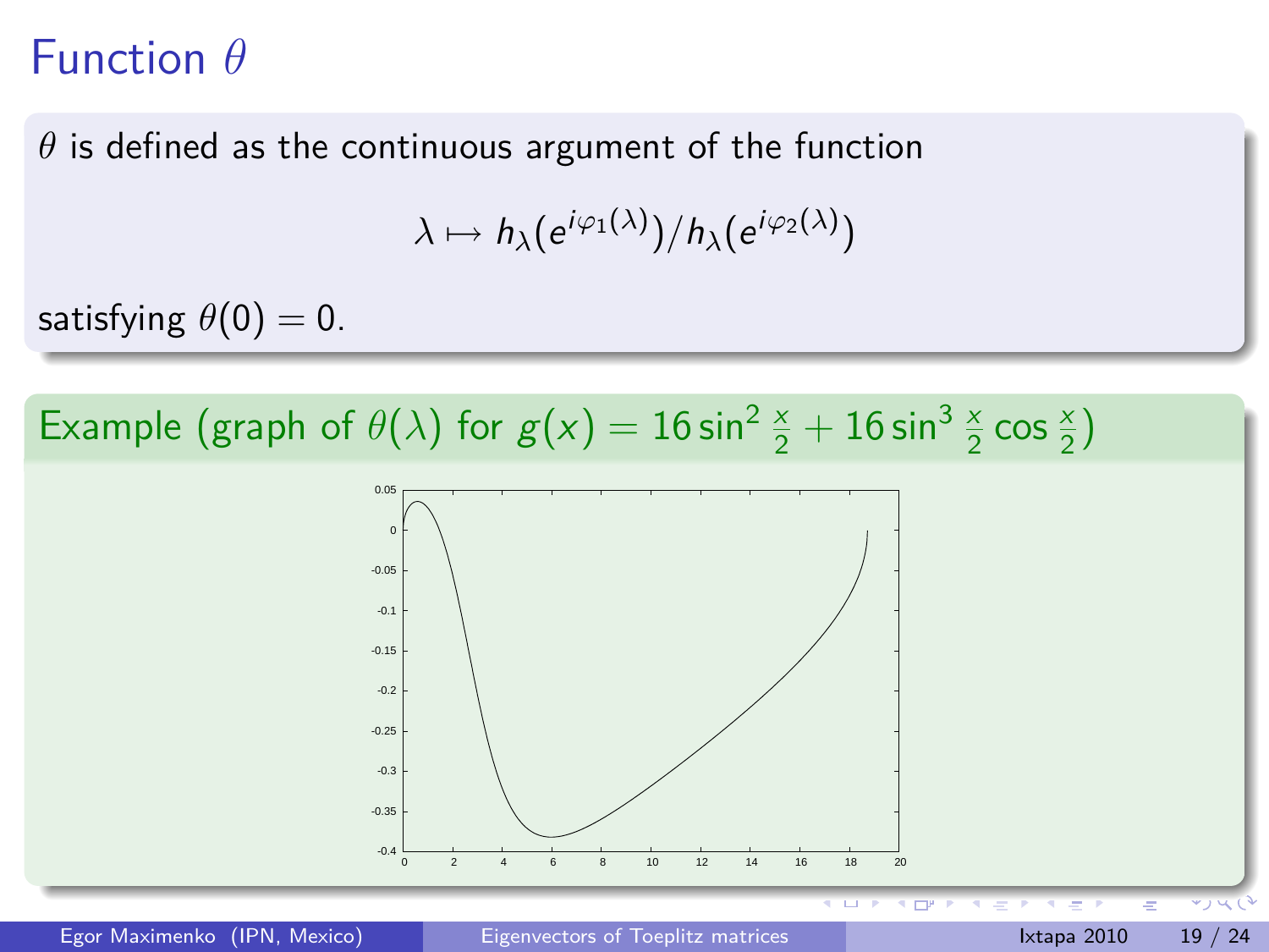# Function $\theta$

$\theta$ is defined as the continuous argument of the function

$$\lambda \mapsto h_\lambda(e^{i\varphi_1(\lambda)})/h_\lambda(e^{i\varphi_2(\lambda)})$$

satisfying $\theta(0) = 0$.

**Example (graph of $\theta(\lambda)$ for $g(x) = 16\sin^2\frac{x}{2} + 16\sin^3\frac{x}{2}\cos\frac{x}{2}$)**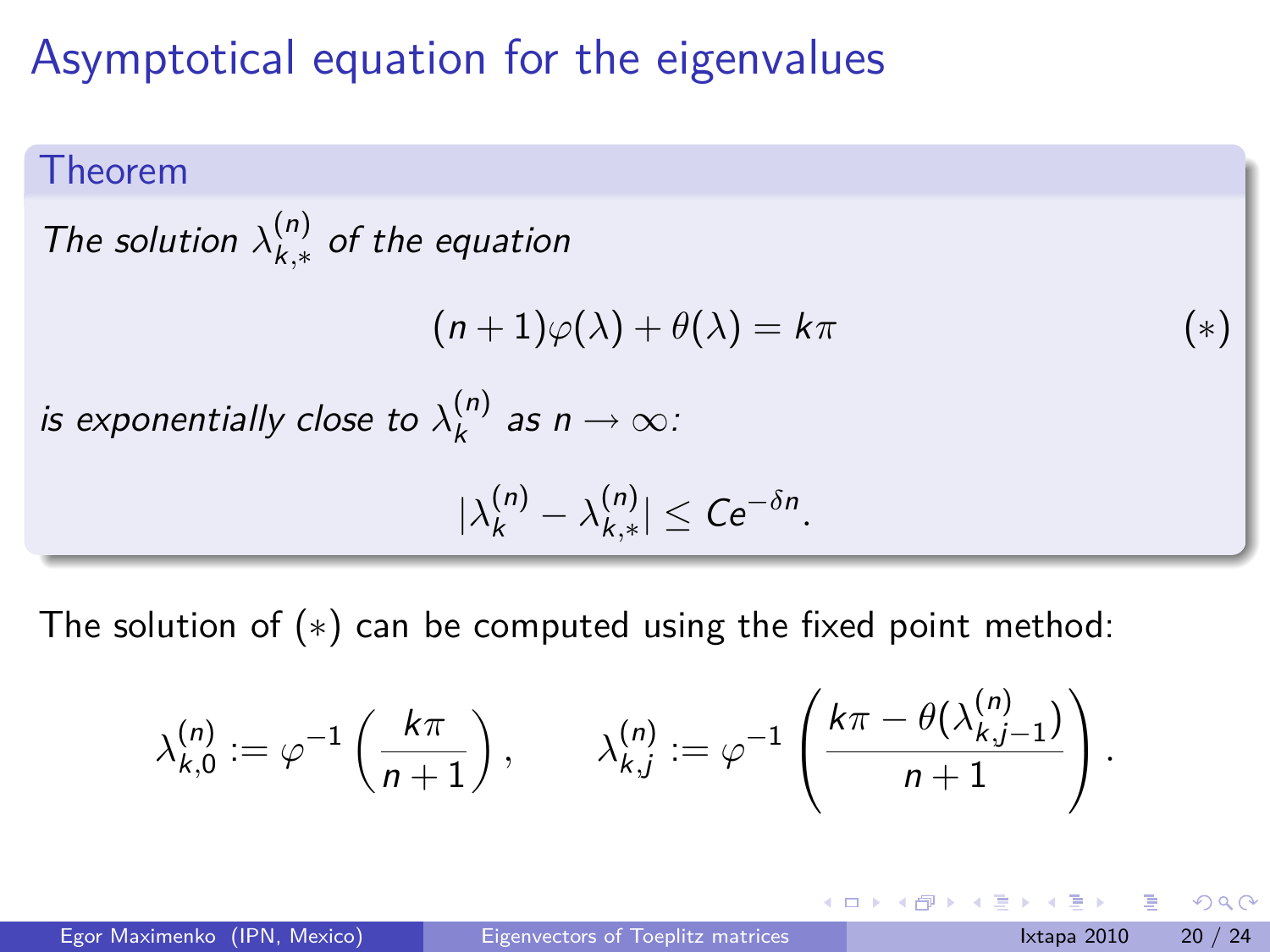# Asymptotical equation for the eigenvalues

**Theorem**

*The solution $\lambda_{k,*}^{(n)}$ of the equation*

$$(n+1)\varphi(\lambda) + \theta(\lambda) = k\pi \qquad (*)$$

*is exponentially close to $\lambda_k^{(n)}$ as $n \to \infty$:*

$$|\lambda_k^{(n)} - \lambda_{k,*}^{(n)}| \le Ce^{-\delta n}.$$

The solution of $(*)$ can be computed using the fixed point method:

$$\lambda_{k,0}^{(n)} := \varphi^{-1}\left(\frac{k\pi}{n+1}\right), \qquad \lambda_{k,j}^{(n)} := \varphi^{-1}\left(\frac{k\pi - \theta(\lambda_{k,j-1}^{(n)})}{n+1}\right).$$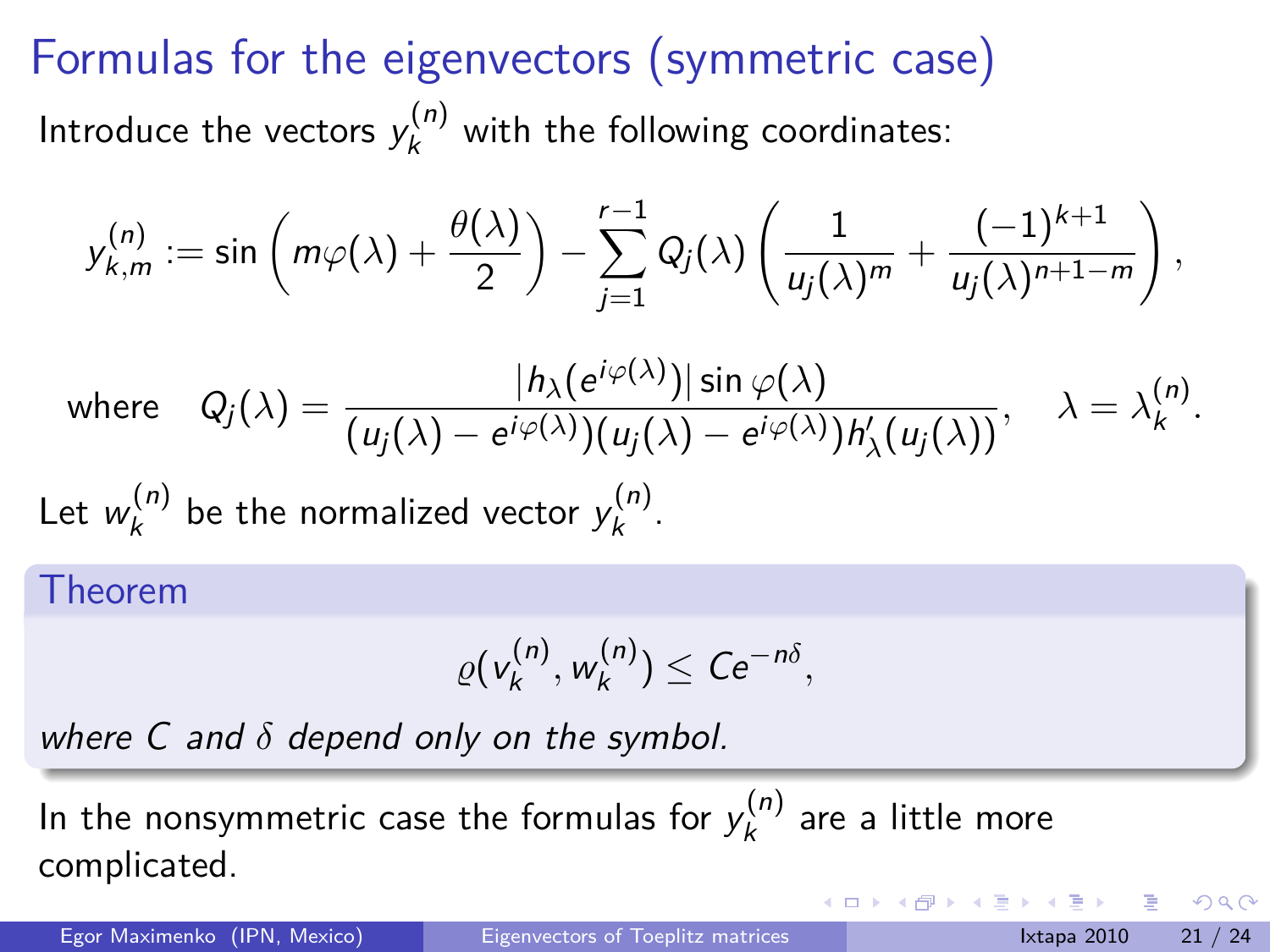# Formulas for the eigenvectors (symmetric case)

Introduce the vectors $y_k^{(n)}$ with the following coordinates:

$$y_{k,m}^{(n)} := \sin\left(m\varphi(\lambda) + \frac{\theta(\lambda)}{2}\right) - \sum_{j=1}^{r-1} Q_j(\lambda)\left(\frac{1}{u_j(\lambda)^m} + \frac{(-1)^{k+1}}{u_j(\lambda)^{n+1-m}}\right),$$

$$\text{where} \quad Q_j(\lambda) = \frac{|h_\lambda(e^{i\varphi(\lambda)})| \sin\varphi(\lambda)}{(u_j(\lambda) - e^{i\varphi(\lambda)})(u_j(\lambda) - e^{i\varphi(\lambda)})h_\lambda'(u_j(\lambda))}, \quad \lambda = \lambda_k^{(n)}.$$

Let $w_k^{(n)}$ be the normalized vector $y_k^{(n)}$.

**Theorem**

$$\varrho(v_k^{(n)}, w_k^{(n)}) \leq Ce^{-n\delta},$$

*where $C$ and $\delta$ depend only on the symbol.*

In the nonsymmetric case the formulas for $y_k^{(n)}$ are a little more complicated.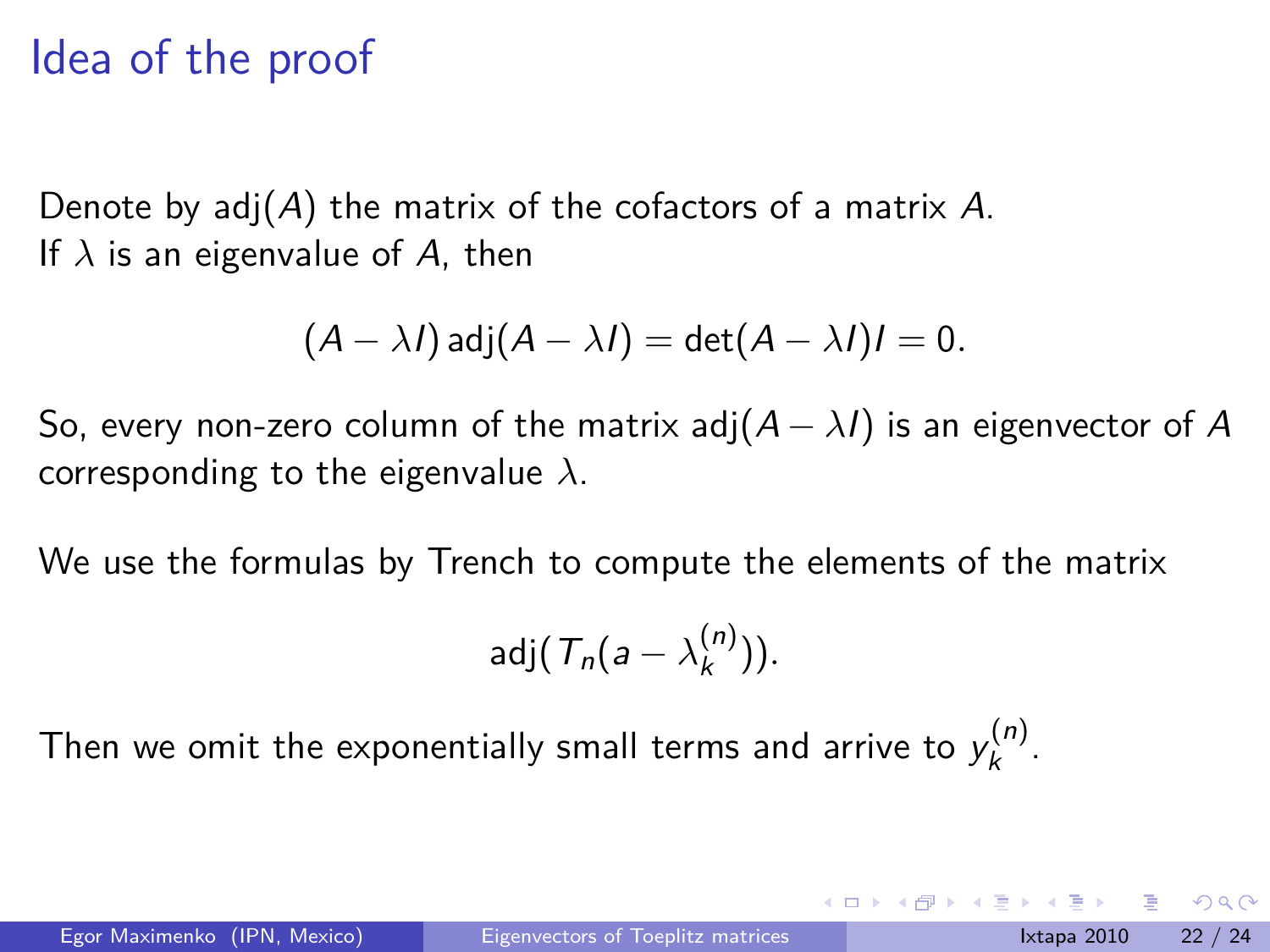# Idea of the proof

Denote by $\operatorname{adj}(A)$ the matrix of the cofactors of a matrix $A$.
If $\lambda$ is an eigenvalue of $A$, then

$$(A - \lambda I)\operatorname{adj}(A - \lambda I) = \det(A - \lambda I) I = 0.$$

So, every non-zero column of the matrix $\operatorname{adj}(A - \lambda I)$ is an eigenvector of $A$ corresponding to the eigenvalue $\lambda$.

We use the formulas by Trench to compute the elements of the matrix

$$\operatorname{adj}(T_n(a - \lambda_k^{(n)})).$$

Then we omit the exponentially small terms and arrive to $y_k^{(n)}$.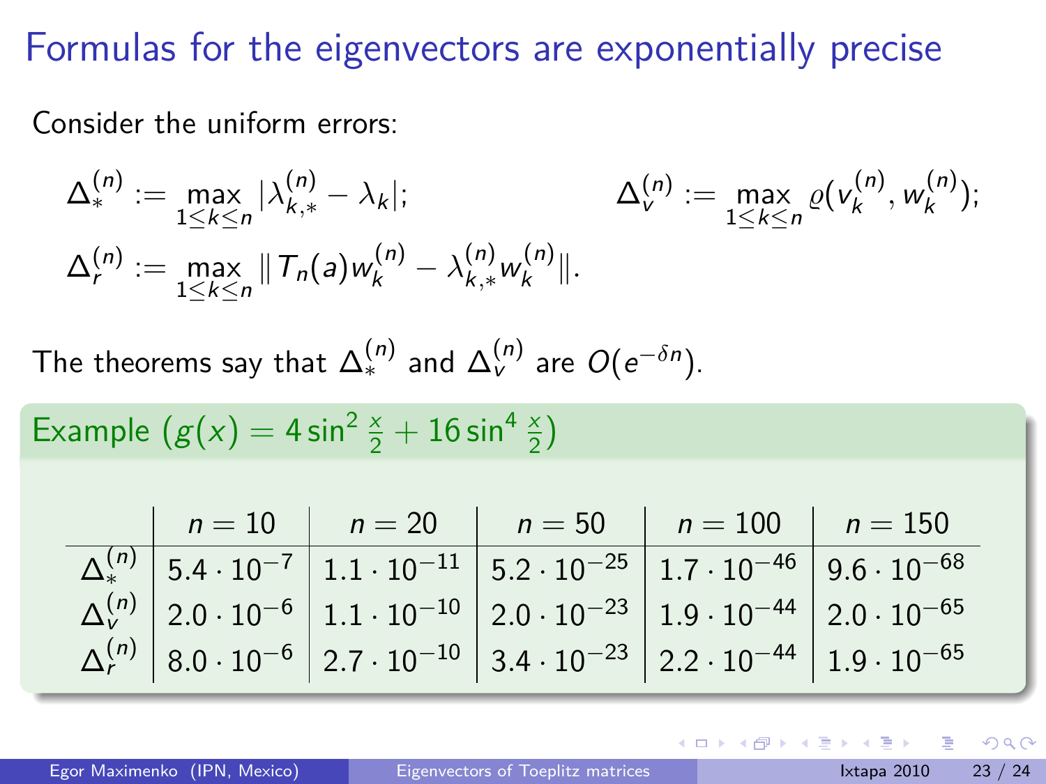# Formulas for the eigenvectors are exponentially precise

Consider the uniform errors:

$$\Delta_*^{(n)} := \max_{1\le k\le n} |\lambda_{k,*}^{(n)} - \lambda_k|; \qquad \Delta_v^{(n)} := \max_{1\le k\le n} \varrho(v_k^{(n)}, w_k^{(n)});$$

$$\Delta_r^{(n)} := \max_{1\le k\le n} \| T_n(a) w_k^{(n)} - \lambda_{k,*}^{(n)} w_k^{(n)} \|.$$

The theorems say that $\Delta_*^{(n)}$ and $\Delta_v^{(n)}$ are $O(e^{-\delta n})$.

**Example** ($g(x) = 4\sin^2\frac{x}{2} + 16\sin^4\frac{x}{2}$)

| | $n=10$ | $n=20$ | $n=50$ | $n=100$ | $n=150$ |
|---|---|---|---|---|---|
| $\Delta_*^{(n)}$ | $5.4\cdot 10^{-7}$ | $1.1\cdot 10^{-11}$ | $5.2\cdot 10^{-25}$ | $1.7\cdot 10^{-46}$ | $9.6\cdot 10^{-68}$ |
| $\Delta_v^{(n)}$ | $2.0\cdot 10^{-6}$ | $1.1\cdot 10^{-10}$ | $2.0\cdot 10^{-23}$ | $1.9\cdot 10^{-44}$ | $2.0\cdot 10^{-65}$ |
| $\Delta_r^{(n)}$ | $8.0\cdot 10^{-6}$ | $2.7\cdot 10^{-10}$ | $3.4\cdot 10^{-23}$ | $2.2\cdot 10^{-44}$ | $1.9\cdot 10^{-65}$ |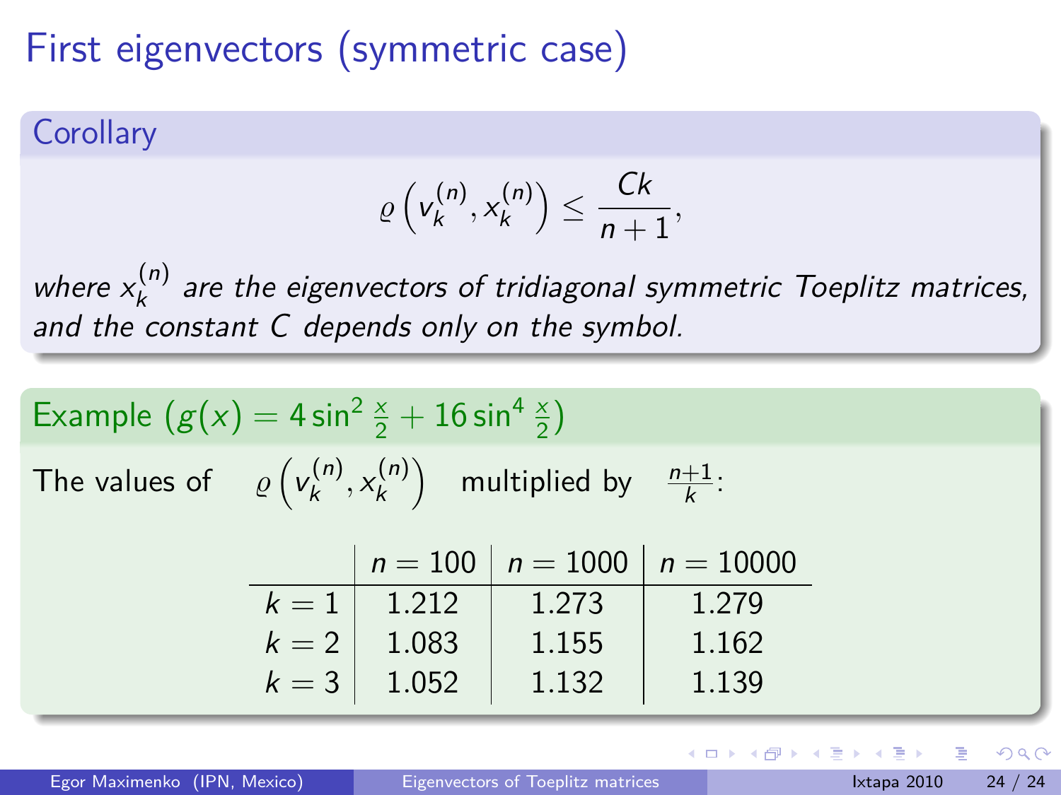# First eigenvectors (symmetric case)

**Corollary**

$$\varrho\left(v_k^{(n)}, x_k^{(n)}\right) \leq \frac{Ck}{n+1},$$

*where $x_k^{(n)}$ are the eigenvectors of tridiagonal symmetric Toeplitz matrices, and the constant $C$ depends only on the symbol.*

**Example ($g(x) = 4\sin^2\frac{x}{2} + 16\sin^4\frac{x}{2}$)**

The values of $\varrho\left(v_k^{(n)}, x_k^{(n)}\right)$ multiplied by $\frac{n+1}{k}$:

| | $n = 100$ | $n = 1000$ | $n = 10000$ |
|---|---|---|---|
| $k = 1$ | 1.212 | 1.273 | 1.279 |
| $k = 2$ | 1.083 | 1.155 | 1.162 |
| $k = 3$ | 1.052 | 1.132 | 1.139 |